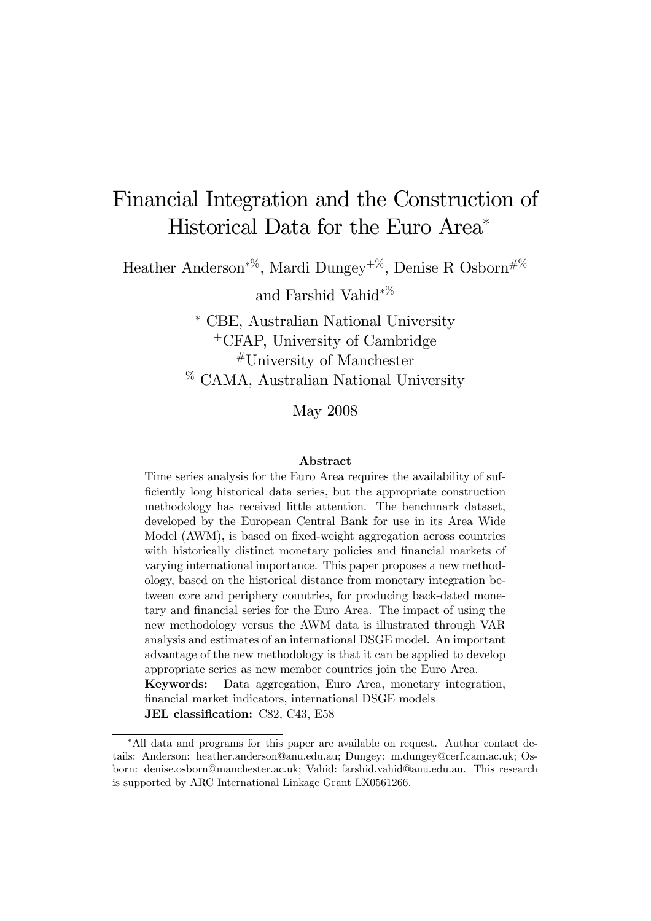# Financial Integration and the Construction of Historical Data for the Euro Area*

Heather Anderson*%, Mardi Dungey+%, Denise R Osborn#%

and Farshid Vahid*%

* CBE, Australian National University

+CFAP, University of Cambridge

#University of Manchester

% CAMA, Australian National University

May 2008

### Abstract

Time series analysis for the Euro Area requires the availability of sufficiently long historical data series, but the appropriate construction methodology has received little attention. The benchmark dataset, developed by the European Central Bank for use in its Area Wide Model (AWM), is based on fixed-weight aggregation across countries with historically distinct monetary policies and financial markets of varying international importance. This paper proposes a new methodology, based on the historical distance from monetary integration between core and periphery countries, for producing back-dated monetary and financial series for the Euro Area. The impact of using the new methodology versus the AWM data is illustrated through VAR analysis and estimates of an international DSGE model. An important advantage of the new methodology is that it can be applied to develop appropriate series as new member countries join the Euro Area.

**Keywords:** Data aggregation, Euro Area, monetary integration, financial market indicators, international DSGE models

**JEL classification:** C82, C43, E58

*All data and programs for this paper are available on request. Author contact details: Anderson: heather.anderson@anu.edu.au; Dungey: m.dungey@cerf.cam.ac.uk; Osborn: denise.osborn@manchester.ac.uk; Vahid: farshid.vahid@anu.edu.au. This research is supported by ARC International Linkage Grant LX0561266.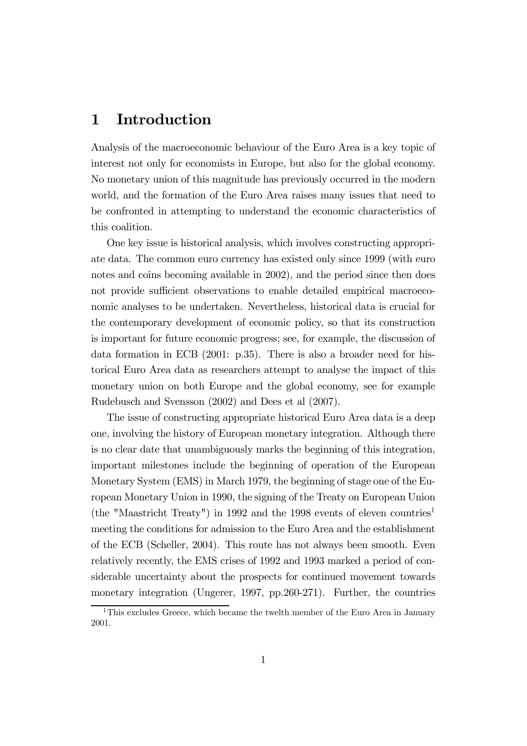# 1 Introduction

Analysis of the macroeconomic behaviour of the Euro Area is a key topic of interest not only for economists in Europe, but also for the global economy. No monetary union of this magnitude has previously occurred in the modern world, and the formation of the Euro Area raises many issues that need to be confronted in attempting to understand the economic characteristics of this coalition.

One key issue is historical analysis, which involves constructing appropriate data. The common euro currency has existed only since 1999 (with euro notes and coins becoming available in 2002), and the period since then does not provide sufficient observations to enable detailed empirical macroeconomic analyses to be undertaken. Nevertheless, historical data is crucial for the contemporary development of economic policy, so that its construction is important for future economic progress; see, for example, the discussion of data formation in ECB (2001: p.35). There is also a broader need for historical Euro Area data as researchers attempt to analyse the impact of this monetary union on both Europe and the global economy, see for example Rudebusch and Svensson (2002) and Dees et al (2007).

The issue of constructing appropriate historical Euro Area data is a deep one, involving the history of European monetary integration. Although there is no clear date that unambiguously marks the beginning of this integration, important milestones include the beginning of operation of the European Monetary System (EMS) in March 1979, the beginning of stage one of the European Monetary Union in 1990, the signing of the Treaty on European Union (the "Maastricht Treaty") in 1992 and the 1998 events of eleven countries[1] meeting the conditions for admission to the Euro Area and the establishment of the ECB (Scheller, 2004). This route has not always been smooth. Even relatively recently, the EMS crises of 1992 and 1993 marked a period of considerable uncertainty about the prospects for continued movement towards monetary integration (Ungerer, 1997, pp.260-271). Further, the countries

[1] This excludes Greece, which became the twelth member of the Euro Area in January 2001.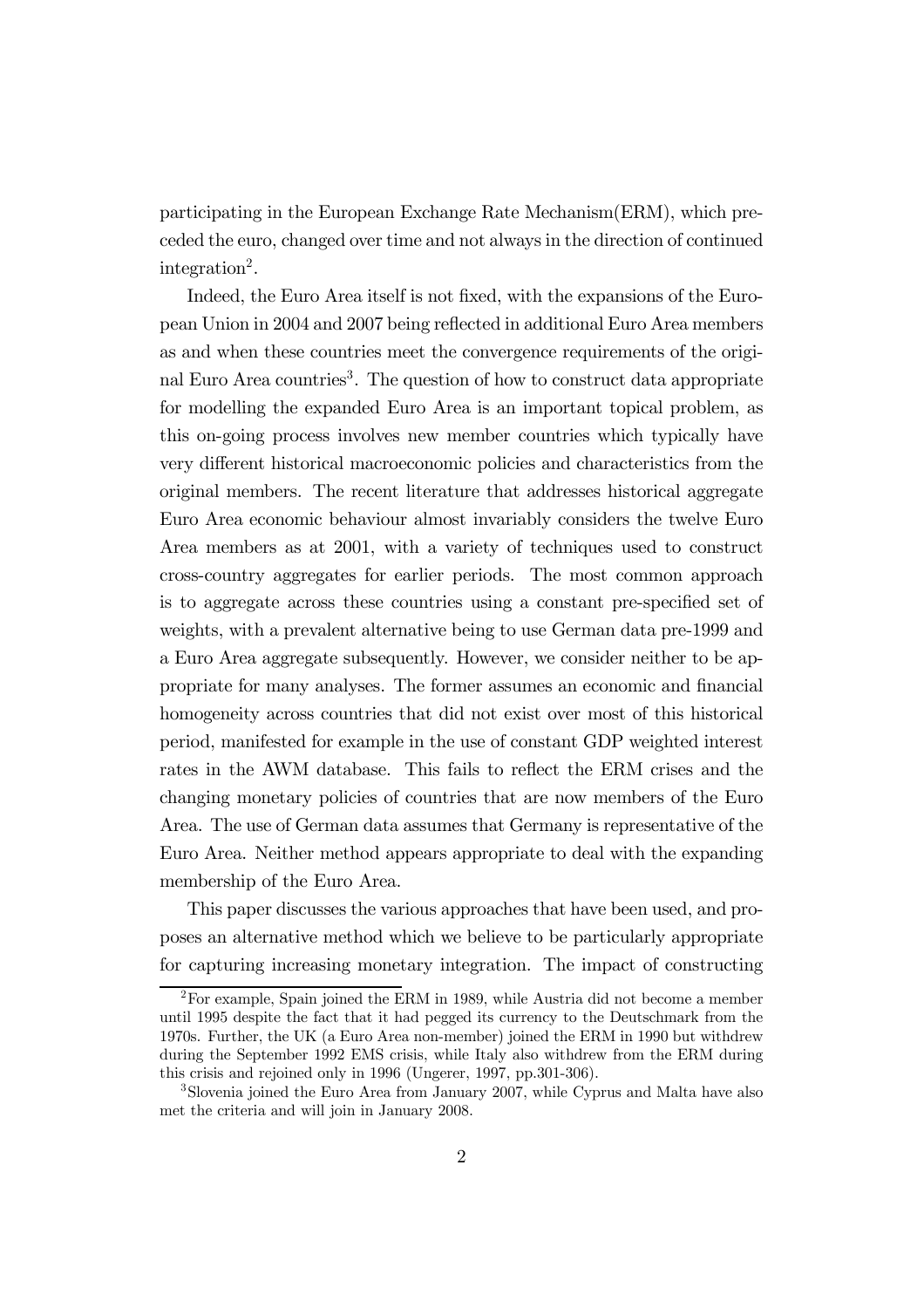participating in the European Exchange Rate Mechanism(ERM), which preceded the euro, changed over time and not always in the direction of continued integration[2].

Indeed, the Euro Area itself is not fixed, with the expansions of the European Union in 2004 and 2007 being reflected in additional Euro Area members as and when these countries meet the convergence requirements of the original Euro Area countries[3]. The question of how to construct data appropriate for modelling the expanded Euro Area is an important topical problem, as this on-going process involves new member countries which typically have very different historical macroeconomic policies and characteristics from the original members. The recent literature that addresses historical aggregate Euro Area economic behaviour almost invariably considers the twelve Euro Area members as at 2001, with a variety of techniques used to construct cross-country aggregates for earlier periods. The most common approach is to aggregate across these countries using a constant pre-specified set of weights, with a prevalent alternative being to use German data pre-1999 and a Euro Area aggregate subsequently. However, we consider neither to be appropriate for many analyses. The former assumes an economic and financial homogeneity across countries that did not exist over most of this historical period, manifested for example in the use of constant GDP weighted interest rates in the AWM database. This fails to reflect the ERM crises and the changing monetary policies of countries that are now members of the Euro Area. The use of German data assumes that Germany is representative of the Euro Area. Neither method appears appropriate to deal with the expanding membership of the Euro Area.

This paper discusses the various approaches that have been used, and proposes an alternative method which we believe to be particularly appropriate for capturing increasing monetary integration. The impact of constructing

[2]For example, Spain joined the ERM in 1989, while Austria did not become a member until 1995 despite the fact that it had pegged its currency to the Deutschmark from the 1970s. Further, the UK (a Euro Area non-member) joined the ERM in 1990 but withdrew during the September 1992 EMS crisis, while Italy also withdrew from the ERM during this crisis and rejoined only in 1996 (Ungerer, 1997, pp.301-306).

[3]Slovenia joined the Euro Area from January 2007, while Cyprus and Malta have also met the criteria and will join in January 2008.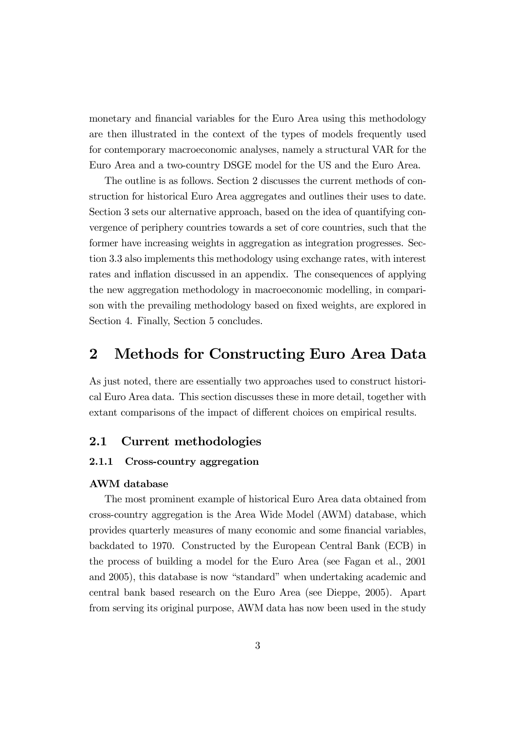monetary and financial variables for the Euro Area using this methodology are then illustrated in the context of the types of models frequently used for contemporary macroeconomic analyses, namely a structural VAR for the Euro Area and a two-country DSGE model for the US and the Euro Area.

The outline is as follows. Section 2 discusses the current methods of construction for historical Euro Area aggregates and outlines their uses to date. Section 3 sets our alternative approach, based on the idea of quantifying convergence of periphery countries towards a set of core countries, such that the former have increasing weights in aggregation as integration progresses. Section 3.3 also implements this methodology using exchange rates, with interest rates and inflation discussed in an appendix. The consequences of applying the new aggregation methodology in macroeconomic modelling, in comparison with the prevailing methodology based on fixed weights, are explored in Section 4. Finally, Section 5 concludes.

# 2 Methods for Constructing Euro Area Data

As just noted, there are essentially two approaches used to construct historical Euro Area data. This section discusses these in more detail, together with extant comparisons of the impact of different choices on empirical results.

## 2.1 Current methodologies

### 2.1.1 Cross-country aggregation

**AWM database**

The most prominent example of historical Euro Area data obtained from cross-country aggregation is the Area Wide Model (AWM) database, which provides quarterly measures of many economic and some financial variables, backdated to 1970. Constructed by the European Central Bank (ECB) in the process of building a model for the Euro Area (see Fagan et al., 2001 and 2005), this database is now "standard" when undertaking academic and central bank based research on the Euro Area (see Dieppe, 2005). Apart from serving its original purpose, AWM data has now been used in the study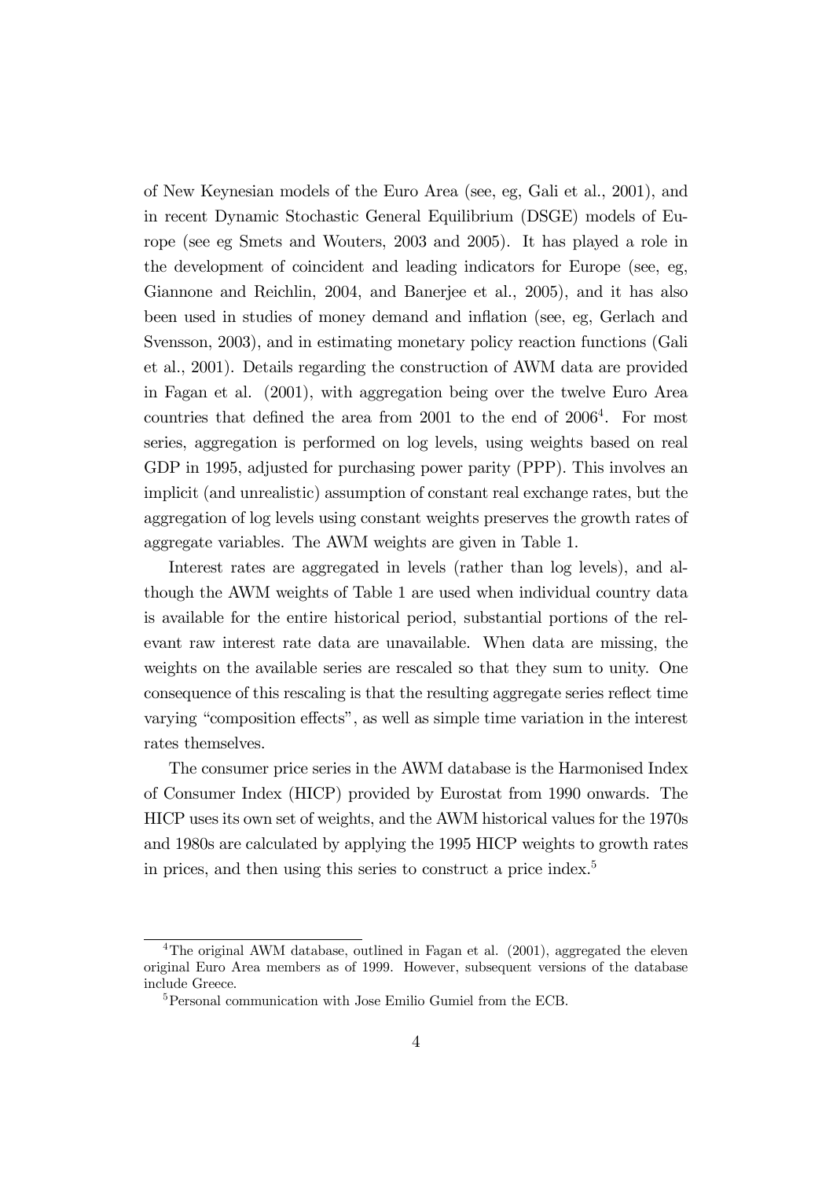of New Keynesian models of the Euro Area (see, eg, Gali et al., 2001), and in recent Dynamic Stochastic General Equilibrium (DSGE) models of Europe (see eg Smets and Wouters, 2003 and 2005). It has played a role in the development of coincident and leading indicators for Europe (see, eg, Giannone and Reichlin, 2004, and Banerjee et al., 2005), and it has also been used in studies of money demand and inflation (see, eg, Gerlach and Svensson, 2003), and in estimating monetary policy reaction functions (Gali et al., 2001). Details regarding the construction of AWM data are provided in Fagan et al. (2001), with aggregation being over the twelve Euro Area countries that defined the area from 2001 to the end of 2006[4]. For most series, aggregation is performed on log levels, using weights based on real GDP in 1995, adjusted for purchasing power parity (PPP). This involves an implicit (and unrealistic) assumption of constant real exchange rates, but the aggregation of log levels using constant weights preserves the growth rates of aggregate variables. The AWM weights are given in Table 1.

Interest rates are aggregated in levels (rather than log levels), and although the AWM weights of Table 1 are used when individual country data is available for the entire historical period, substantial portions of the relevant raw interest rate data are unavailable. When data are missing, the weights on the available series are rescaled so that they sum to unity. One consequence of this rescaling is that the resulting aggregate series reflect time varying "composition effects", as well as simple time variation in the interest rates themselves.

The consumer price series in the AWM database is the Harmonised Index of Consumer Index (HICP) provided by Eurostat from 1990 onwards. The HICP uses its own set of weights, and the AWM historical values for the 1970s and 1980s are calculated by applying the 1995 HICP weights to growth rates in prices, and then using this series to construct a price index.[5]

---

[4] The original AWM database, outlined in Fagan et al. (2001), aggregated the eleven original Euro Area members as of 1999. However, subsequent versions of the database include Greece.

[5] Personal communication with Jose Emilio Gumiel from the ECB.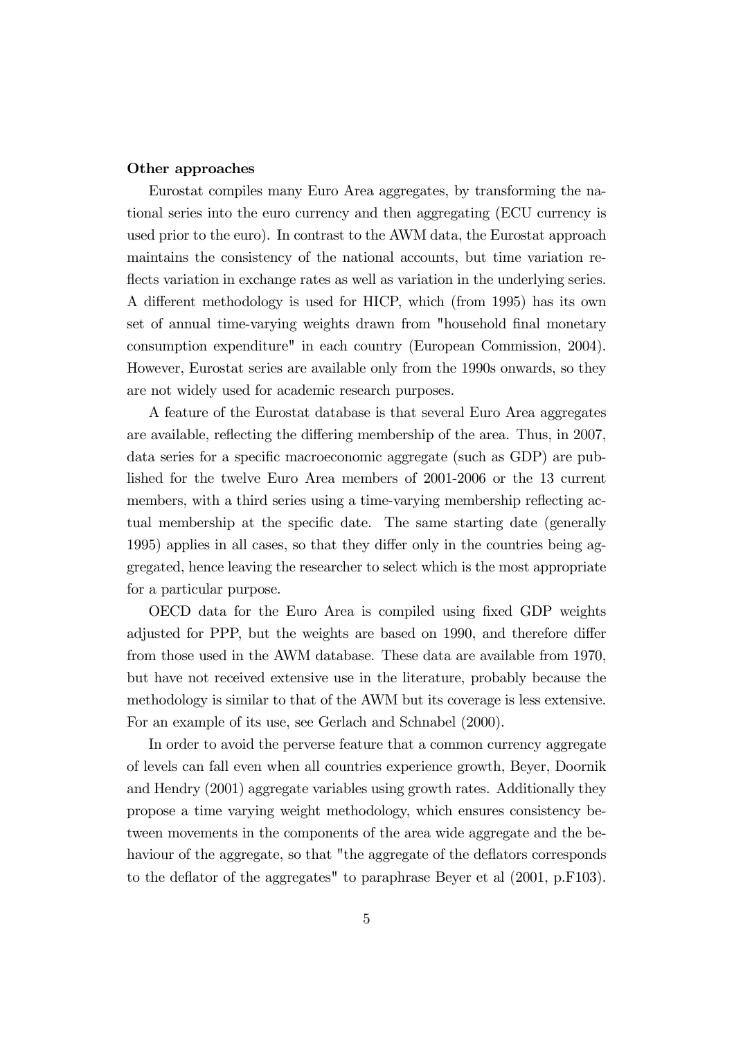**Other approaches**

Eurostat compiles many Euro Area aggregates, by transforming the national series into the euro currency and then aggregating (ECU currency is used prior to the euro). In contrast to the AWM data, the Eurostat approach maintains the consistency of the national accounts, but time variation reflects variation in exchange rates as well as variation in the underlying series. A different methodology is used for HICP, which (from 1995) has its own set of annual time-varying weights drawn from "household final monetary consumption expenditure" in each country (European Commission, 2004). However, Eurostat series are available only from the 1990s onwards, so they are not widely used for academic research purposes.

A feature of the Eurostat database is that several Euro Area aggregates are available, reflecting the differing membership of the area. Thus, in 2007, data series for a specific macroeconomic aggregate (such as GDP) are published for the twelve Euro Area members of 2001-2006 or the 13 current members, with a third series using a time-varying membership reflecting actual membership at the specific date. The same starting date (generally 1995) applies in all cases, so that they differ only in the countries being aggregated, hence leaving the researcher to select which is the most appropriate for a particular purpose.

OECD data for the Euro Area is compiled using fixed GDP weights adjusted for PPP, but the weights are based on 1990, and therefore differ from those used in the AWM database. These data are available from 1970, but have not received extensive use in the literature, probably because the methodology is similar to that of the AWM but its coverage is less extensive. For an example of its use, see Gerlach and Schnabel (2000).

In order to avoid the perverse feature that a common currency aggregate of levels can fall even when all countries experience growth, Beyer, Doornik and Hendry (2001) aggregate variables using growth rates. Additionally they propose a time varying weight methodology, which ensures consistency between movements in the components of the area wide aggregate and the behaviour of the aggregate, so that "the aggregate of the deflators corresponds to the deflator of the aggregates" to paraphrase Beyer et al (2001, p.F103).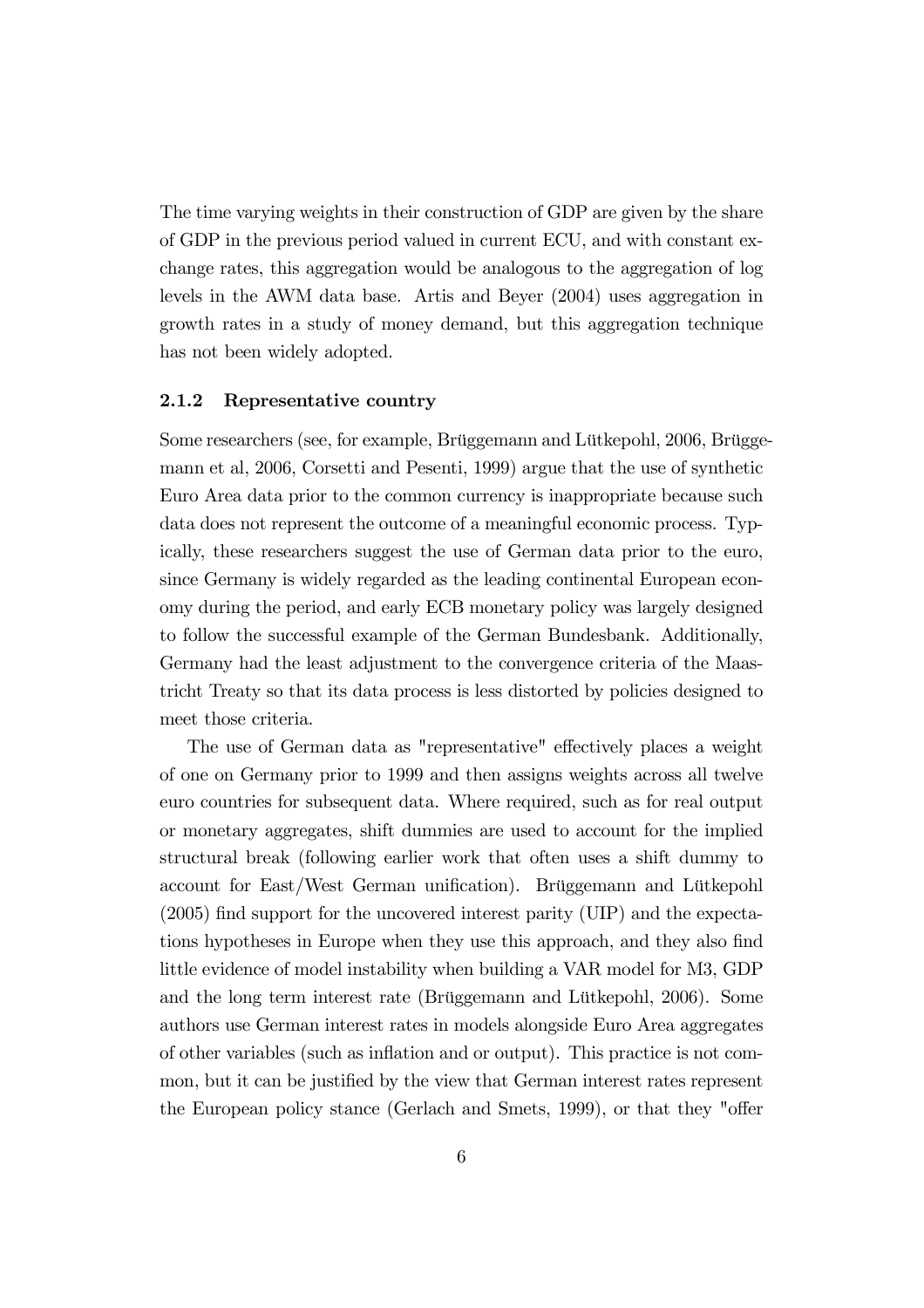The time varying weights in their construction of GDP are given by the share of GDP in the previous period valued in current ECU, and with constant exchange rates, this aggregation would be analogous to the aggregation of log levels in the AWM data base. Artis and Beyer (2004) uses aggregation in growth rates in a study of money demand, but this aggregation technique has not been widely adopted.

### 2.1.2 Representative country

Some researchers (see, for example, Brüggemann and Lütkepohl, 2006, Brüggemann et al, 2006, Corsetti and Pesenti, 1999) argue that the use of synthetic Euro Area data prior to the common currency is inappropriate because such data does not represent the outcome of a meaningful economic process. Typically, these researchers suggest the use of German data prior to the euro, since Germany is widely regarded as the leading continental European economy during the period, and early ECB monetary policy was largely designed to follow the successful example of the German Bundesbank. Additionally, Germany had the least adjustment to the convergence criteria of the Maastricht Treaty so that its data process is less distorted by policies designed to meet those criteria.

The use of German data as "representative" effectively places a weight of one on Germany prior to 1999 and then assigns weights across all twelve euro countries for subsequent data. Where required, such as for real output or monetary aggregates, shift dummies are used to account for the implied structural break (following earlier work that often uses a shift dummy to account for East/West German unification). Brüggemann and Lütkepohl (2005) find support for the uncovered interest parity (UIP) and the expectations hypotheses in Europe when they use this approach, and they also find little evidence of model instability when building a VAR model for M3, GDP and the long term interest rate (Brüggemann and Lütkepohl, 2006). Some authors use German interest rates in models alongside Euro Area aggregates of other variables (such as inflation and or output). This practice is not common, but it can be justified by the view that German interest rates represent the European policy stance (Gerlach and Smets, 1999), or that they "offer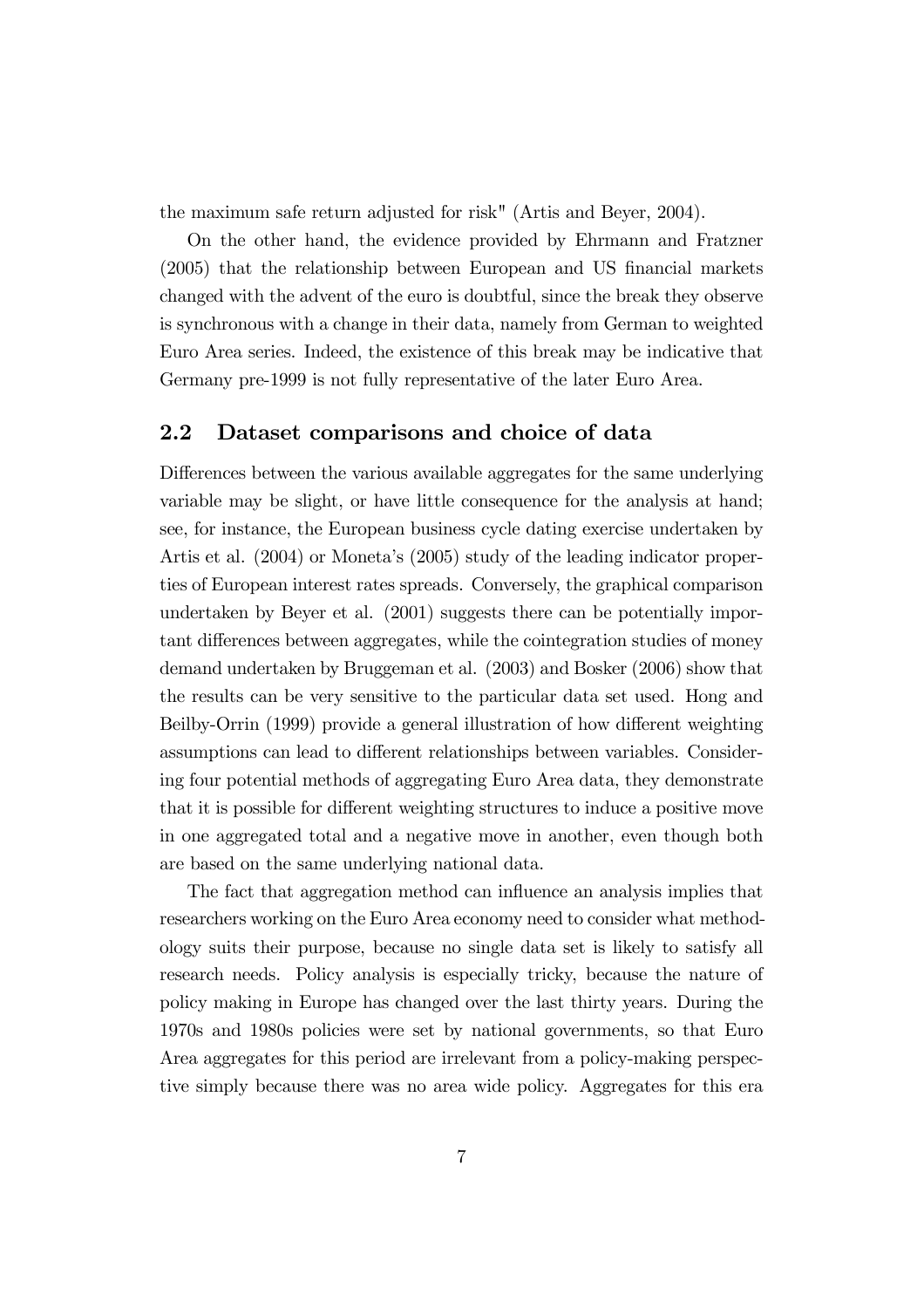the maximum safe return adjusted for risk" (Artis and Beyer, 2004).

On the other hand, the evidence provided by Ehrmann and Fratzner (2005) that the relationship between European and US financial markets changed with the advent of the euro is doubtful, since the break they observe is synchronous with a change in their data, namely from German to weighted Euro Area series. Indeed, the existence of this break may be indicative that Germany pre-1999 is not fully representative of the later Euro Area.

## 2.2 Dataset comparisons and choice of data

Differences between the various available aggregates for the same underlying variable may be slight, or have little consequence for the analysis at hand; see, for instance, the European business cycle dating exercise undertaken by Artis et al. (2004) or Moneta's (2005) study of the leading indicator properties of European interest rates spreads. Conversely, the graphical comparison undertaken by Beyer et al. (2001) suggests there can be potentially important differences between aggregates, while the cointegration studies of money demand undertaken by Bruggeman et al. (2003) and Bosker (2006) show that the results can be very sensitive to the particular data set used. Hong and Beilby-Orrin (1999) provide a general illustration of how different weighting assumptions can lead to different relationships between variables. Considering four potential methods of aggregating Euro Area data, they demonstrate that it is possible for different weighting structures to induce a positive move in one aggregated total and a negative move in another, even though both are based on the same underlying national data.

The fact that aggregation method can influence an analysis implies that researchers working on the Euro Area economy need to consider what methodology suits their purpose, because no single data set is likely to satisfy all research needs. Policy analysis is especially tricky, because the nature of policy making in Europe has changed over the last thirty years. During the 1970s and 1980s policies were set by national governments, so that Euro Area aggregates for this period are irrelevant from a policy-making perspective simply because there was no area wide policy. Aggregates for this era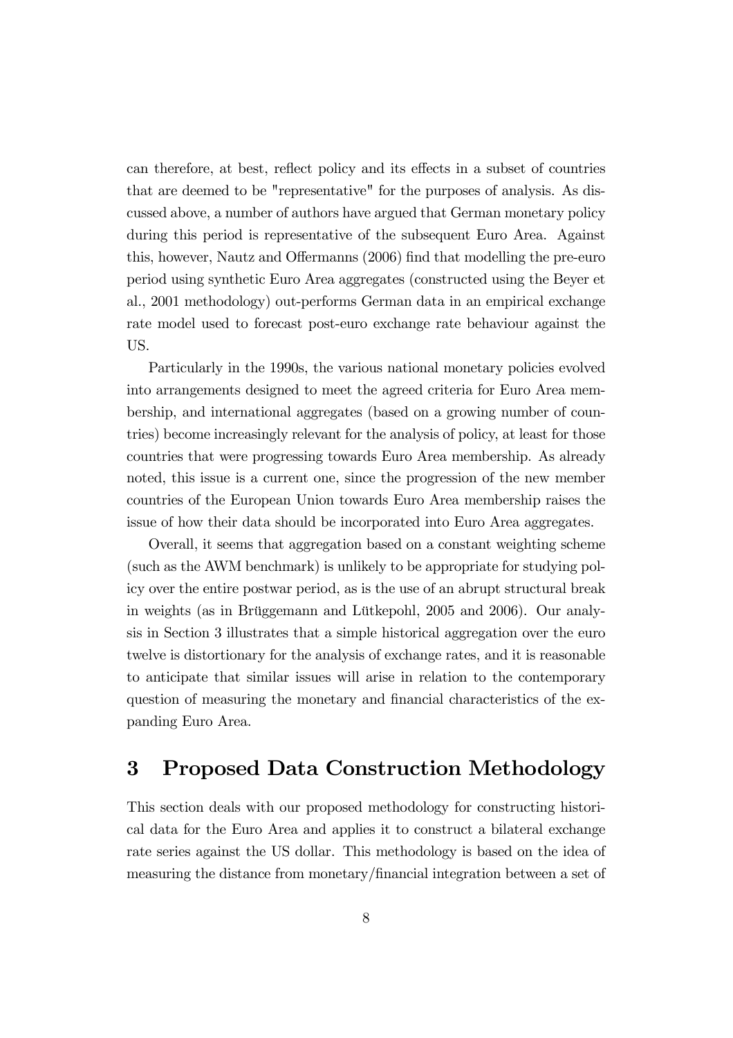can therefore, at best, reflect policy and its effects in a subset of countries that are deemed to be "representative" for the purposes of analysis. As discussed above, a number of authors have argued that German monetary policy during this period is representative of the subsequent Euro Area. Against this, however, Nautz and Offermanns (2006) find that modelling the pre-euro period using synthetic Euro Area aggregates (constructed using the Beyer et al., 2001 methodology) out-performs German data in an empirical exchange rate model used to forecast post-euro exchange rate behaviour against the US.

Particularly in the 1990s, the various national monetary policies evolved into arrangements designed to meet the agreed criteria for Euro Area membership, and international aggregates (based on a growing number of countries) become increasingly relevant for the analysis of policy, at least for those countries that were progressing towards Euro Area membership. As already noted, this issue is a current one, since the progression of the new member countries of the European Union towards Euro Area membership raises the issue of how their data should be incorporated into Euro Area aggregates.

Overall, it seems that aggregation based on a constant weighting scheme (such as the AWM benchmark) is unlikely to be appropriate for studying policy over the entire postwar period, as is the use of an abrupt structural break in weights (as in Brüggemann and Lütkepohl, 2005 and 2006). Our analysis in Section 3 illustrates that a simple historical aggregation over the euro twelve is distortionary for the analysis of exchange rates, and it is reasonable to anticipate that similar issues will arise in relation to the contemporary question of measuring the monetary and financial characteristics of the expanding Euro Area.

# 3 Proposed Data Construction Methodology

This section deals with our proposed methodology for constructing historical data for the Euro Area and applies it to construct a bilateral exchange rate series against the US dollar. This methodology is based on the idea of measuring the distance from monetary/financial integration between a set of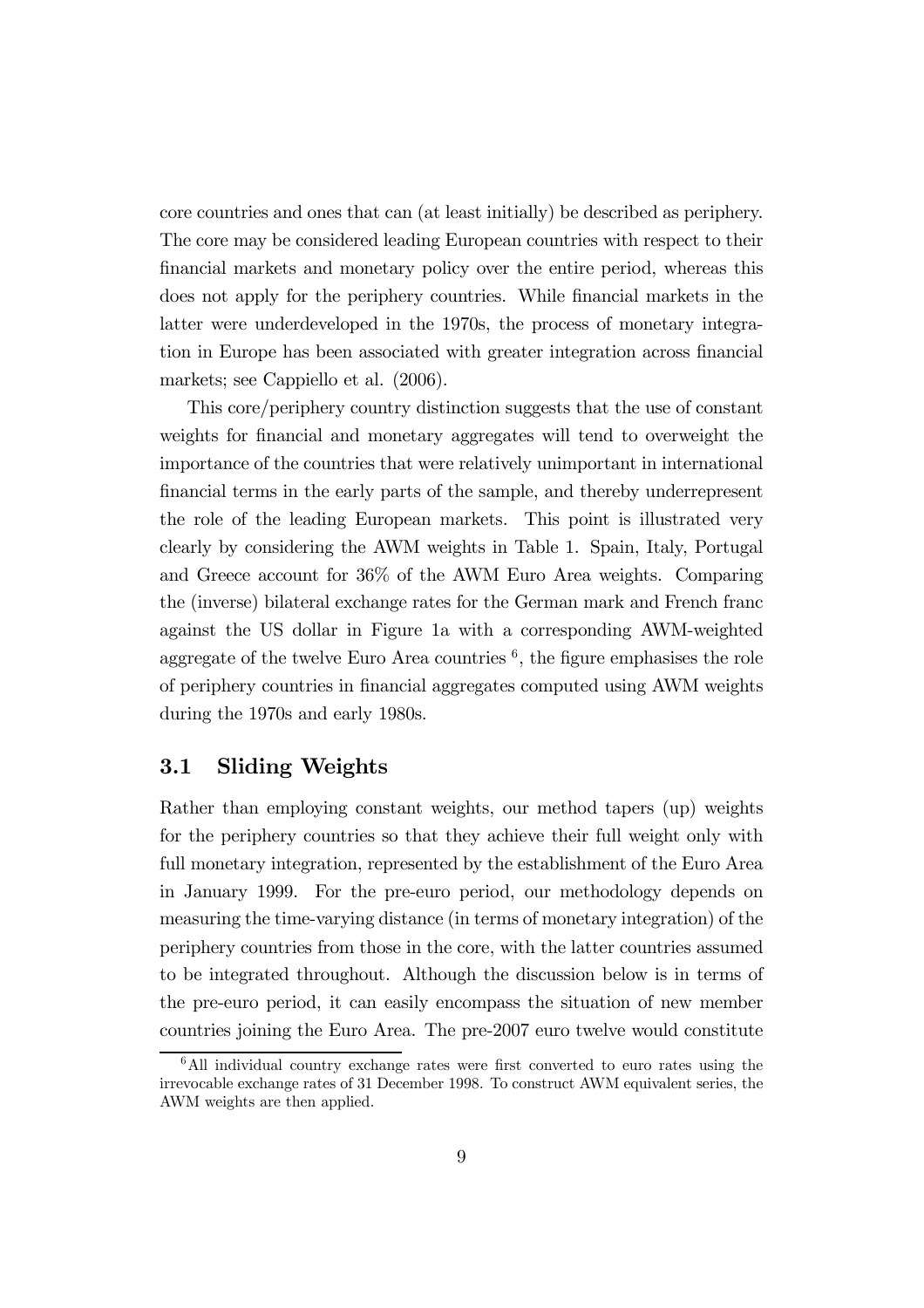core countries and ones that can (at least initially) be described as periphery. The core may be considered leading European countries with respect to their financial markets and monetary policy over the entire period, whereas this does not apply for the periphery countries. While financial markets in the latter were underdeveloped in the 1970s, the process of monetary integration in Europe has been associated with greater integration across financial markets; see Cappiello et al. (2006).

This core/periphery country distinction suggests that the use of constant weights for financial and monetary aggregates will tend to overweight the importance of the countries that were relatively unimportant in international financial terms in the early parts of the sample, and thereby underrepresent the role of the leading European markets. This point is illustrated very clearly by considering the AWM weights in Table 1. Spain, Italy, Portugal and Greece account for 36% of the AWM Euro Area weights. Comparing the (inverse) bilateral exchange rates for the German mark and French franc against the US dollar in Figure 1a with a corresponding AWM-weighted aggregate of the twelve Euro Area countries [6], the figure emphasises the role of periphery countries in financial aggregates computed using AWM weights during the 1970s and early 1980s.

## 3.1 Sliding Weights

Rather than employing constant weights, our method tapers (up) weights for the periphery countries so that they achieve their full weight only with full monetary integration, represented by the establishment of the Euro Area in January 1999. For the pre-euro period, our methodology depends on measuring the time-varying distance (in terms of monetary integration) of the periphery countries from those in the core, with the latter countries assumed to be integrated throughout. Although the discussion below is in terms of the pre-euro period, it can easily encompass the situation of new member countries joining the Euro Area. The pre-2007 euro twelve would constitute

[6] All individual country exchange rates were first converted to euro rates using the irrevocable exchange rates of 31 December 1998. To construct AWM equivalent series, the AWM weights are then applied.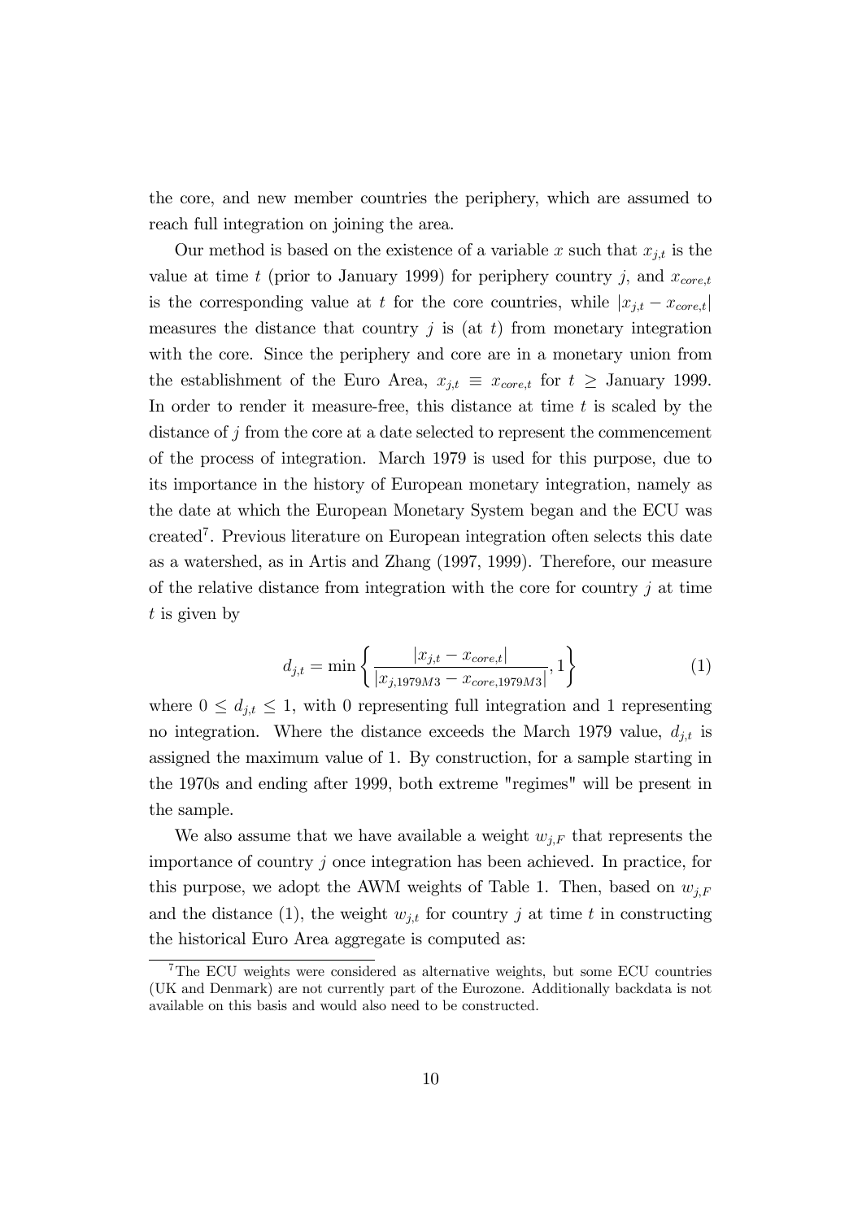the core, and new member countries the periphery, which are assumed to reach full integration on joining the area.

Our method is based on the existence of a variable $x$ such that $x_{j,t}$ is the value at time $t$ (prior to January 1999) for periphery country $j$, and $x_{core,t}$ is the corresponding value at $t$ for the core countries, while $|x_{j,t} - x_{core,t}|$ measures the distance that country $j$ is (at $t$) from monetary integration with the core. Since the periphery and core are in a monetary union from the establishment of the Euro Area, $x_{j,t} \equiv x_{core,t}$ for $t \geq$ January 1999. In order to render it measure-free, this distance at time $t$ is scaled by the distance of $j$ from the core at a date selected to represent the commencement of the process of integration. March 1979 is used for this purpose, due to its importance in the history of European monetary integration, namely as the date at which the European Monetary System began and the ECU was created[7]. Previous literature on European integration often selects this date as a watershed, as in Artis and Zhang (1997, 1999). Therefore, our measure of the relative distance from integration with the core for country $j$ at time $t$ is given by

$$d_{j,t} = \min \left\{ \frac{|x_{j,t} - x_{core,t}|}{|x_{j,1979M3} - x_{core,1979M3}|}, 1 \right\} \tag{1}$$

where $0 \leq d_{j,t} \leq 1$, with 0 representing full integration and 1 representing no integration. Where the distance exceeds the March 1979 value, $d_{j,t}$ is assigned the maximum value of 1. By construction, for a sample starting in the 1970s and ending after 1999, both extreme "regimes" will be present in the sample.

We also assume that we have available a weight $w_{j,F}$ that represents the importance of country $j$ once integration has been achieved. In practice, for this purpose, we adopt the AWM weights of Table 1. Then, based on $w_{j,F}$ and the distance (1), the weight $w_{j,t}$ for country $j$ at time $t$ in constructing the historical Euro Area aggregate is computed as:

[7] The ECU weights were considered as alternative weights, but some ECU countries (UK and Denmark) are not currently part of the Eurozone. Additionally backdata is not available on this basis and would also need to be constructed.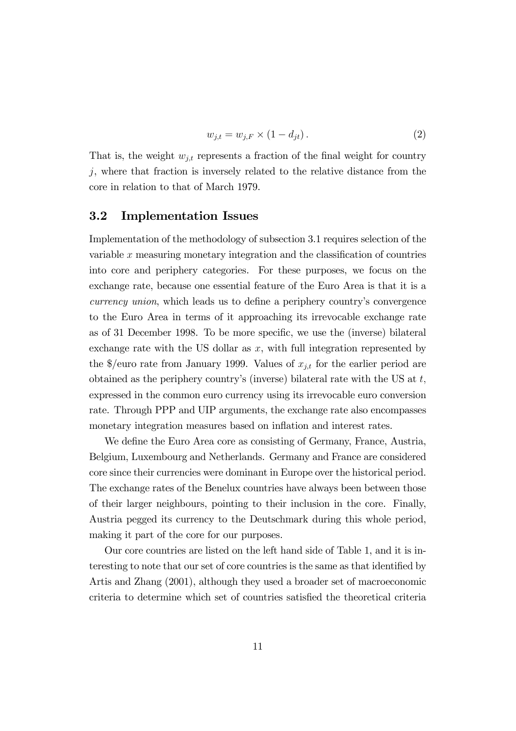$$w_{j,t} = w_{j,F} \times (1 - d_{jt}). \tag{2}$$

That is, the weight $w_{j,t}$ represents a fraction of the final weight for country $j$, where that fraction is inversely related to the relative distance from the core in relation to that of March 1979.

### 3.2 Implementation Issues

Implementation of the methodology of subsection 3.1 requires selection of the variable $x$ measuring monetary integration and the classification of countries into core and periphery categories. For these purposes, we focus on the exchange rate, because one essential feature of the Euro Area is that it is a *currency union*, which leads us to define a periphery country's convergence to the Euro Area in terms of it approaching its irrevocable exchange rate as of 31 December 1998. To be more specific, we use the (inverse) bilateral exchange rate with the US dollar as $x$, with full integration represented by the $/euro rate from January 1999. Values of $x_{j,t}$ for the earlier period are obtained as the periphery country's (inverse) bilateral rate with the US at $t$, expressed in the common euro currency using its irrevocable euro conversion rate. Through PPP and UIP arguments, the exchange rate also encompasses monetary integration measures based on inflation and interest rates.

We define the Euro Area core as consisting of Germany, France, Austria, Belgium, Luxembourg and Netherlands. Germany and France are considered core since their currencies were dominant in Europe over the historical period. The exchange rates of the Benelux countries have always been between those of their larger neighbours, pointing to their inclusion in the core. Finally, Austria pegged its currency to the Deutschmark during this whole period, making it part of the core for our purposes.

Our core countries are listed on the left hand side of Table 1, and it is interesting to note that our set of core countries is the same as that identified by Artis and Zhang (2001), although they used a broader set of macroeconomic criteria to determine which set of countries satisfied the theoretical criteria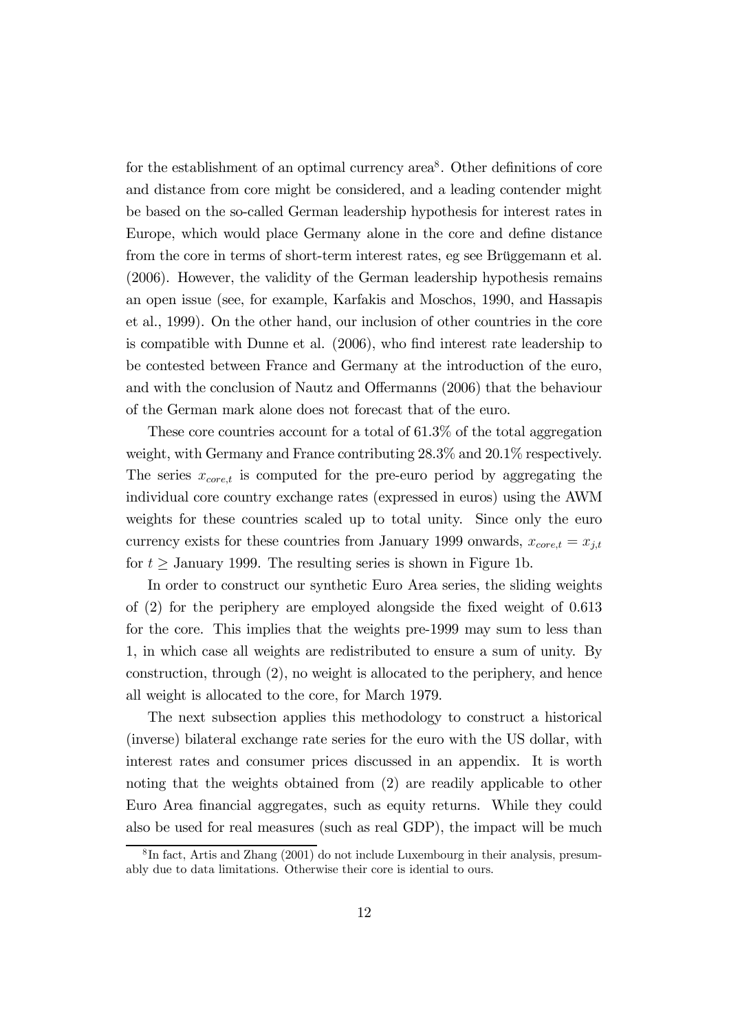for the establishment of an optimal currency area[8]. Other definitions of core and distance from core might be considered, and a leading contender might be based on the so-called German leadership hypothesis for interest rates in Europe, which would place Germany alone in the core and define distance from the core in terms of short-term interest rates, eg see Brüggemann et al. (2006). However, the validity of the German leadership hypothesis remains an open issue (see, for example, Karfakis and Moschos, 1990, and Hassapis et al., 1999). On the other hand, our inclusion of other countries in the core is compatible with Dunne et al. (2006), who find interest rate leadership to be contested between France and Germany at the introduction of the euro, and with the conclusion of Nautz and Offermanns (2006) that the behaviour of the German mark alone does not forecast that of the euro.

These core countries account for a total of 61.3% of the total aggregation weight, with Germany and France contributing 28.3% and 20.1% respectively. The series $x_{core,t}$ is computed for the pre-euro period by aggregating the individual core country exchange rates (expressed in euros) using the AWM weights for these countries scaled up to total unity. Since only the euro currency exists for these countries from January 1999 onwards, $x_{core,t} = x_{j,t}$ for $t \geq$ January 1999. The resulting series is shown in Figure 1b.

In order to construct our synthetic Euro Area series, the sliding weights of (2) for the periphery are employed alongside the fixed weight of 0.613 for the core. This implies that the weights pre-1999 may sum to less than 1, in which case all weights are redistributed to ensure a sum of unity. By construction, through (2), no weight is allocated to the periphery, and hence all weight is allocated to the core, for March 1979.

The next subsection applies this methodology to construct a historical (inverse) bilateral exchange rate series for the euro with the US dollar, with interest rates and consumer prices discussed in an appendix. It is worth noting that the weights obtained from (2) are readily applicable to other Euro Area financial aggregates, such as equity returns. While they could also be used for real measures (such as real GDP), the impact will be much

[8] In fact, Artis and Zhang (2001) do not include Luxembourg in their analysis, presumably due to data limitations. Otherwise their core is idential to ours.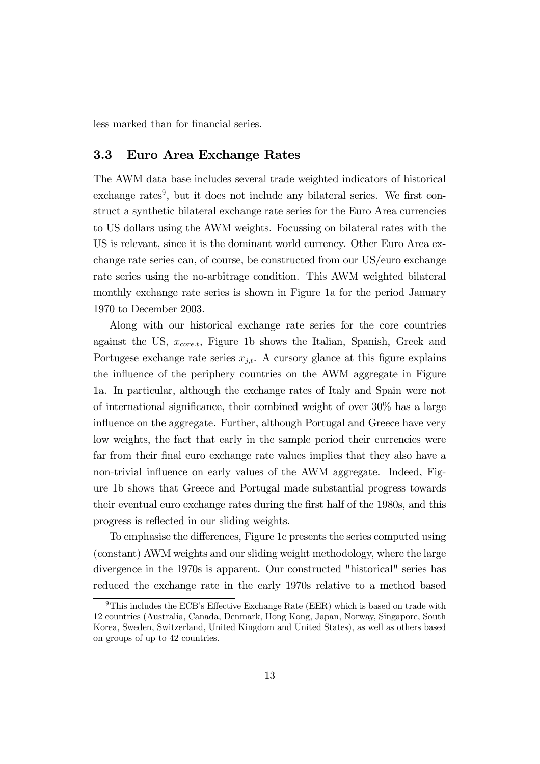less marked than for financial series.

### 3.3 Euro Area Exchange Rates

The AWM data base includes several trade weighted indicators of historical exchange rates[9], but it does not include any bilateral series. We first construct a synthetic bilateral exchange rate series for the Euro Area currencies to US dollars using the AWM weights. Focussing on bilateral rates with the US is relevant, since it is the dominant world currency. Other Euro Area exchange rate series can, of course, be constructed from our US/euro exchange rate series using the no-arbitrage condition. This AWM weighted bilateral monthly exchange rate series is shown in Figure 1a for the period January 1970 to December 2003.

Along with our historical exchange rate series for the core countries against the US, $x_{core.t}$, Figure 1b shows the Italian, Spanish, Greek and Portugese exchange rate series $x_{j,t}$. A cursory glance at this figure explains the influence of the periphery countries on the AWM aggregate in Figure 1a. In particular, although the exchange rates of Italy and Spain were not of international significance, their combined weight of over 30% has a large influence on the aggregate. Further, although Portugal and Greece have very low weights, the fact that early in the sample period their currencies were far from their final euro exchange rate values implies that they also have a non-trivial influence on early values of the AWM aggregate. Indeed, Figure 1b shows that Greece and Portugal made substantial progress towards their eventual euro exchange rates during the first half of the 1980s, and this progress is reflected in our sliding weights.

To emphasise the differences, Figure 1c presents the series computed using (constant) AWM weights and our sliding weight methodology, where the large divergence in the 1970s is apparent. Our constructed "historical" series has reduced the exchange rate in the early 1970s relative to a method based

[9] This includes the ECB's Effective Exchange Rate (EER) which is based on trade with 12 countries (Australia, Canada, Denmark, Hong Kong, Japan, Norway, Singapore, South Korea, Sweden, Switzerland, United Kingdom and United States), as well as others based on groups of up to 42 countries.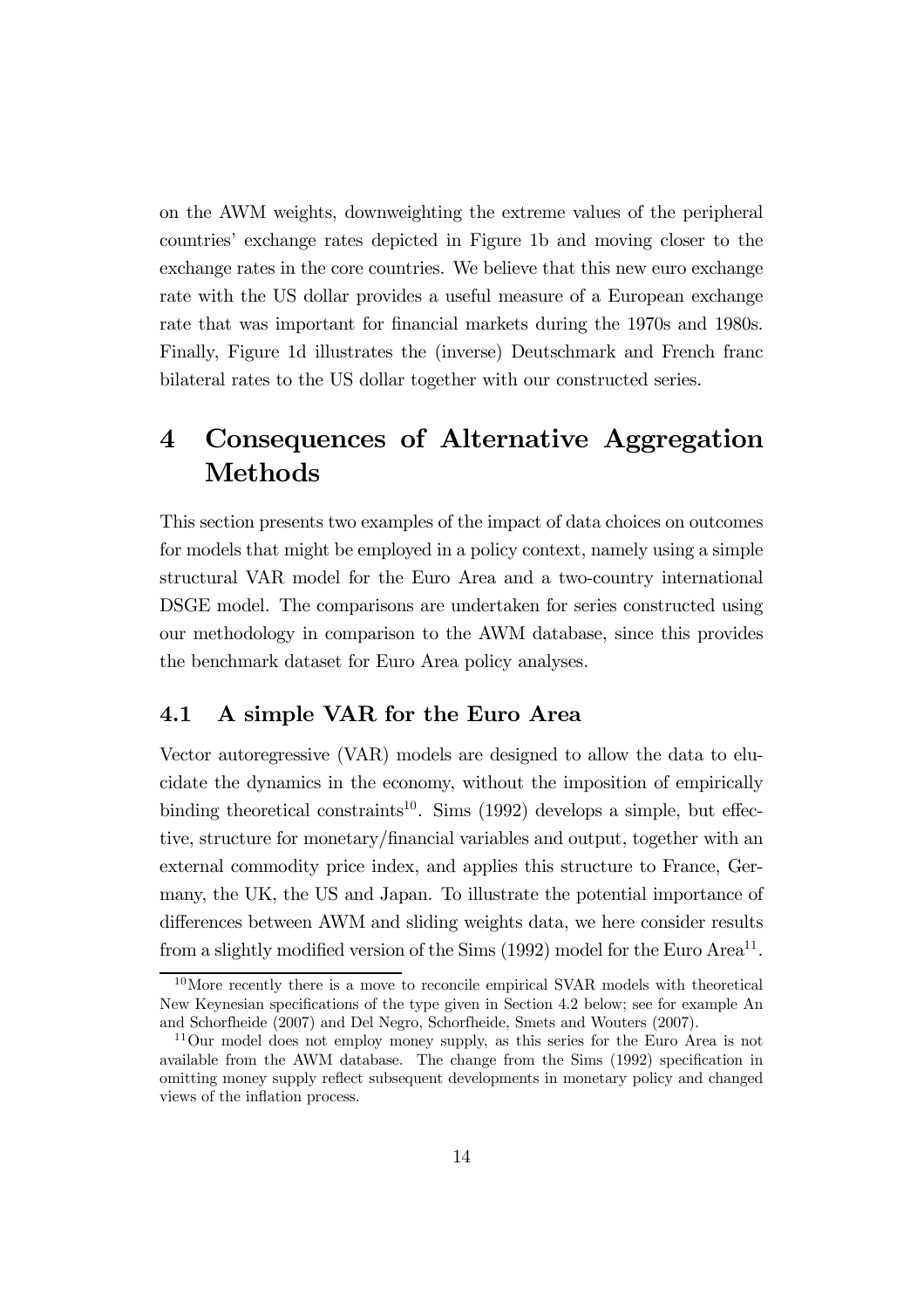on the AWM weights, downweighting the extreme values of the peripheral countries' exchange rates depicted in Figure 1b and moving closer to the exchange rates in the core countries. We believe that this new euro exchange rate with the US dollar provides a useful measure of a European exchange rate that was important for financial markets during the 1970s and 1980s. Finally, Figure 1d illustrates the (inverse) Deutschmark and French franc bilateral rates to the US dollar together with our constructed series.

# 4 Consequences of Alternative Aggregation Methods

This section presents two examples of the impact of data choices on outcomes for models that might be employed in a policy context, namely using a simple structural VAR model for the Euro Area and a two-country international DSGE model. The comparisons are undertaken for series constructed using our methodology in comparison to the AWM database, since this provides the benchmark dataset for Euro Area policy analyses.

## 4.1 A simple VAR for the Euro Area

Vector autoregressive (VAR) models are designed to allow the data to elucidate the dynamics in the economy, without the imposition of empirically binding theoretical constraints[10]. Sims (1992) develops a simple, but effective, structure for monetary/financial variables and output, together with an external commodity price index, and applies this structure to France, Germany, the UK, the US and Japan. To illustrate the potential importance of differences between AWM and sliding weights data, we here consider results from a slightly modified version of the Sims (1992) model for the Euro Area[11].

[10] More recently there is a move to reconcile empirical SVAR models with theoretical New Keynesian specifications of the type given in Section 4.2 below; see for example An and Schorfheide (2007) and Del Negro, Schorfheide, Smets and Wouters (2007).

[11] Our model does not employ money supply, as this series for the Euro Area is not available from the AWM database. The change from the Sims (1992) specification in omitting money supply reflect subsequent developments in monetary policy and changed views of the inflation process.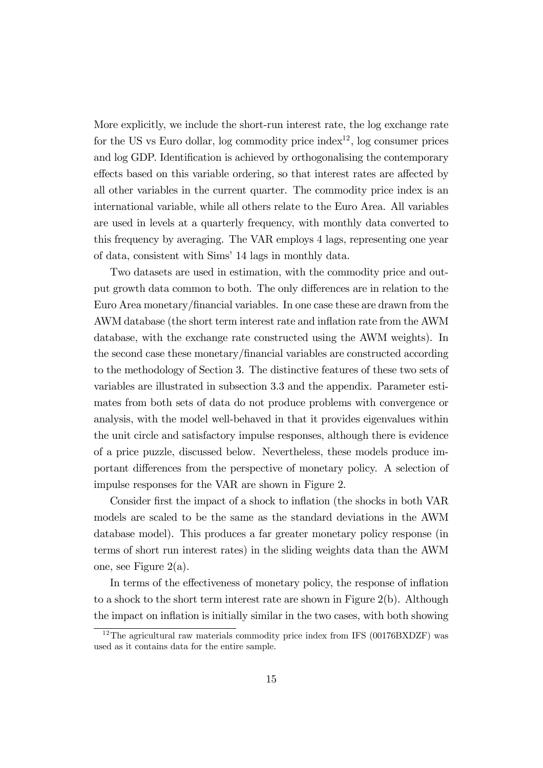More explicitly, we include the short-run interest rate, the log exchange rate for the US vs Euro dollar, log commodity price index[12], log consumer prices and log GDP. Identification is achieved by orthogonalising the contemporary effects based on this variable ordering, so that interest rates are affected by all other variables in the current quarter. The commodity price index is an international variable, while all others relate to the Euro Area. All variables are used in levels at a quarterly frequency, with monthly data converted to this frequency by averaging. The VAR employs 4 lags, representing one year of data, consistent with Sims' 14 lags in monthly data.

Two datasets are used in estimation, with the commodity price and output growth data common to both. The only differences are in relation to the Euro Area monetary/financial variables. In one case these are drawn from the AWM database (the short term interest rate and inflation rate from the AWM database, with the exchange rate constructed using the AWM weights). In the second case these monetary/financial variables are constructed according to the methodology of Section 3. The distinctive features of these two sets of variables are illustrated in subsection 3.3 and the appendix. Parameter estimates from both sets of data do not produce problems with convergence or analysis, with the model well-behaved in that it provides eigenvalues within the unit circle and satisfactory impulse responses, although there is evidence of a price puzzle, discussed below. Nevertheless, these models produce important differences from the perspective of monetary policy. A selection of impulse responses for the VAR are shown in Figure 2.

Consider first the impact of a shock to inflation (the shocks in both VAR models are scaled to be the same as the standard deviations in the AWM database model). This produces a far greater monetary policy response (in terms of short run interest rates) in the sliding weights data than the AWM one, see Figure 2(a).

In terms of the effectiveness of monetary policy, the response of inflation to a shock to the short term interest rate are shown in Figure 2(b). Although the impact on inflation is initially similar in the two cases, with both showing

[12] The agricultural raw materials commodity price index from IFS (00176BXDZF) was used as it contains data for the entire sample.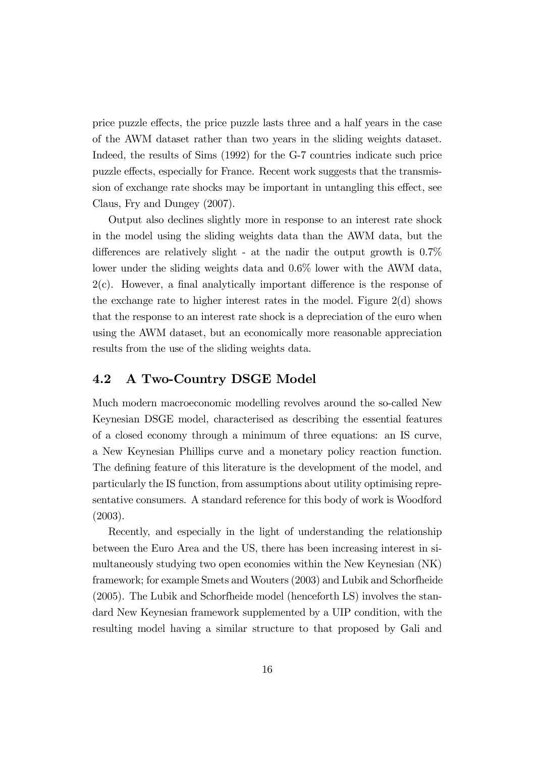price puzzle effects, the price puzzle lasts three and a half years in the case of the AWM dataset rather than two years in the sliding weights dataset. Indeed, the results of Sims (1992) for the G-7 countries indicate such price puzzle effects, especially for France. Recent work suggests that the transmission of exchange rate shocks may be important in untangling this effect, see Claus, Fry and Dungey (2007).

Output also declines slightly more in response to an interest rate shock in the model using the sliding weights data than the AWM data, but the differences are relatively slight - at the nadir the output growth is 0.7% lower under the sliding weights data and 0.6% lower with the AWM data, 2(c). However, a final analytically important difference is the response of the exchange rate to higher interest rates in the model. Figure 2(d) shows that the response to an interest rate shock is a depreciation of the euro when using the AWM dataset, but an economically more reasonable appreciation results from the use of the sliding weights data.

## 4.2 A Two-Country DSGE Model

Much modern macroeconomic modelling revolves around the so-called New Keynesian DSGE model, characterised as describing the essential features of a closed economy through a minimum of three equations: an IS curve, a New Keynesian Phillips curve and a monetary policy reaction function. The defining feature of this literature is the development of the model, and particularly the IS function, from assumptions about utility optimising representative consumers. A standard reference for this body of work is Woodford (2003).

Recently, and especially in the light of understanding the relationship between the Euro Area and the US, there has been increasing interest in simultaneously studying two open economies within the New Keynesian (NK) framework; for example Smets and Wouters (2003) and Lubik and Schorfheide (2005). The Lubik and Schorfheide model (henceforth LS) involves the standard New Keynesian framework supplemented by a UIP condition, with the resulting model having a similar structure to that proposed by Gali and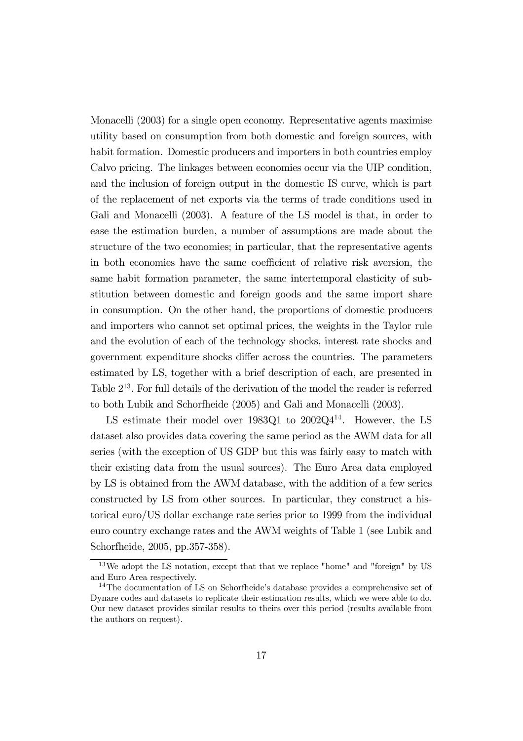Monacelli (2003) for a single open economy. Representative agents maximise utility based on consumption from both domestic and foreign sources, with habit formation. Domestic producers and importers in both countries employ Calvo pricing. The linkages between economies occur via the UIP condition, and the inclusion of foreign output in the domestic IS curve, which is part of the replacement of net exports via the terms of trade conditions used in Gali and Monacelli (2003). A feature of the LS model is that, in order to ease the estimation burden, a number of assumptions are made about the structure of the two economies; in particular, that the representative agents in both economies have the same coefficient of relative risk aversion, the same habit formation parameter, the same intertemporal elasticity of substitution between domestic and foreign goods and the same import share in consumption. On the other hand, the proportions of domestic producers and importers who cannot set optimal prices, the weights in the Taylor rule and the evolution of each of the technology shocks, interest rate shocks and government expenditure shocks differ across the countries. The parameters estimated by LS, together with a brief description of each, are presented in Table 2[13]. For full details of the derivation of the model the reader is referred to both Lubik and Schorfheide (2005) and Gali and Monacelli (2003).

LS estimate their model over 1983Q1 to 2002Q4[14]. However, the LS dataset also provides data covering the same period as the AWM data for all series (with the exception of US GDP but this was fairly easy to match with their existing data from the usual sources). The Euro Area data employed by LS is obtained from the AWM database, with the addition of a few series constructed by LS from other sources. In particular, they construct a historical euro/US dollar exchange rate series prior to 1999 from the individual euro country exchange rates and the AWM weights of Table 1 (see Lubik and Schorfheide, 2005, pp.357-358).

[13] We adopt the LS notation, except that that we replace "home" and "foreign" by US and Euro Area respectively.

[14] The documentation of LS on Schorfheide's database provides a comprehensive set of Dynare codes and datasets to replicate their estimation results, which we were able to do. Our new dataset provides similar results to theirs over this period (results available from the authors on request).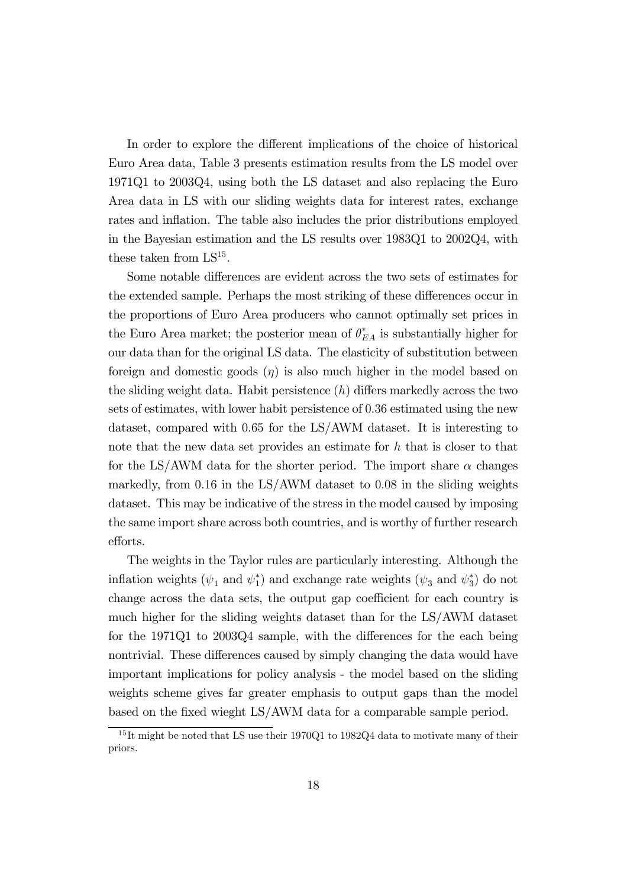In order to explore the different implications of the choice of historical Euro Area data, Table 3 presents estimation results from the LS model over 1971Q1 to 2003Q4, using both the LS dataset and also replacing the Euro Area data in LS with our sliding weights data for interest rates, exchange rates and inflation. The table also includes the prior distributions employed in the Bayesian estimation and the LS results over 1983Q1 to 2002Q4, with these taken from LS[15].

Some notable differences are evident across the two sets of estimates for the extended sample. Perhaps the most striking of these differences occur in the proportions of Euro Area producers who cannot optimally set prices in the Euro Area market; the posterior mean of $\theta^*_{EA}$ is substantially higher for our data than for the original LS data. The elasticity of substitution between foreign and domestic goods ($\eta$) is also much higher in the model based on the sliding weight data. Habit persistence ($h$) differs markedly across the two sets of estimates, with lower habit persistence of 0.36 estimated using the new dataset, compared with 0.65 for the LS/AWM dataset. It is interesting to note that the new data set provides an estimate for $h$ that is closer to that for the LS/AWM data for the shorter period. The import share $\alpha$ changes markedly, from 0.16 in the LS/AWM dataset to 0.08 in the sliding weights dataset. This may be indicative of the stress in the model caused by imposing the same import share across both countries, and is worthy of further research efforts.

The weights in the Taylor rules are particularly interesting. Although the inflation weights ($\psi_1$ and $\psi^*_1$) and exchange rate weights ($\psi_3$ and $\psi^*_3$) do not change across the data sets, the output gap coefficient for each country is much higher for the sliding weights dataset than for the LS/AWM dataset for the 1971Q1 to 2003Q4 sample, with the differences for the each being nontrivial. These differences caused by simply changing the data would have important implications for policy analysis - the model based on the sliding weights scheme gives far greater emphasis to output gaps than the model based on the fixed wieght LS/AWM data for a comparable sample period.

[15] It might be noted that LS use their 1970Q1 to 1982Q4 data to motivate many of their priors.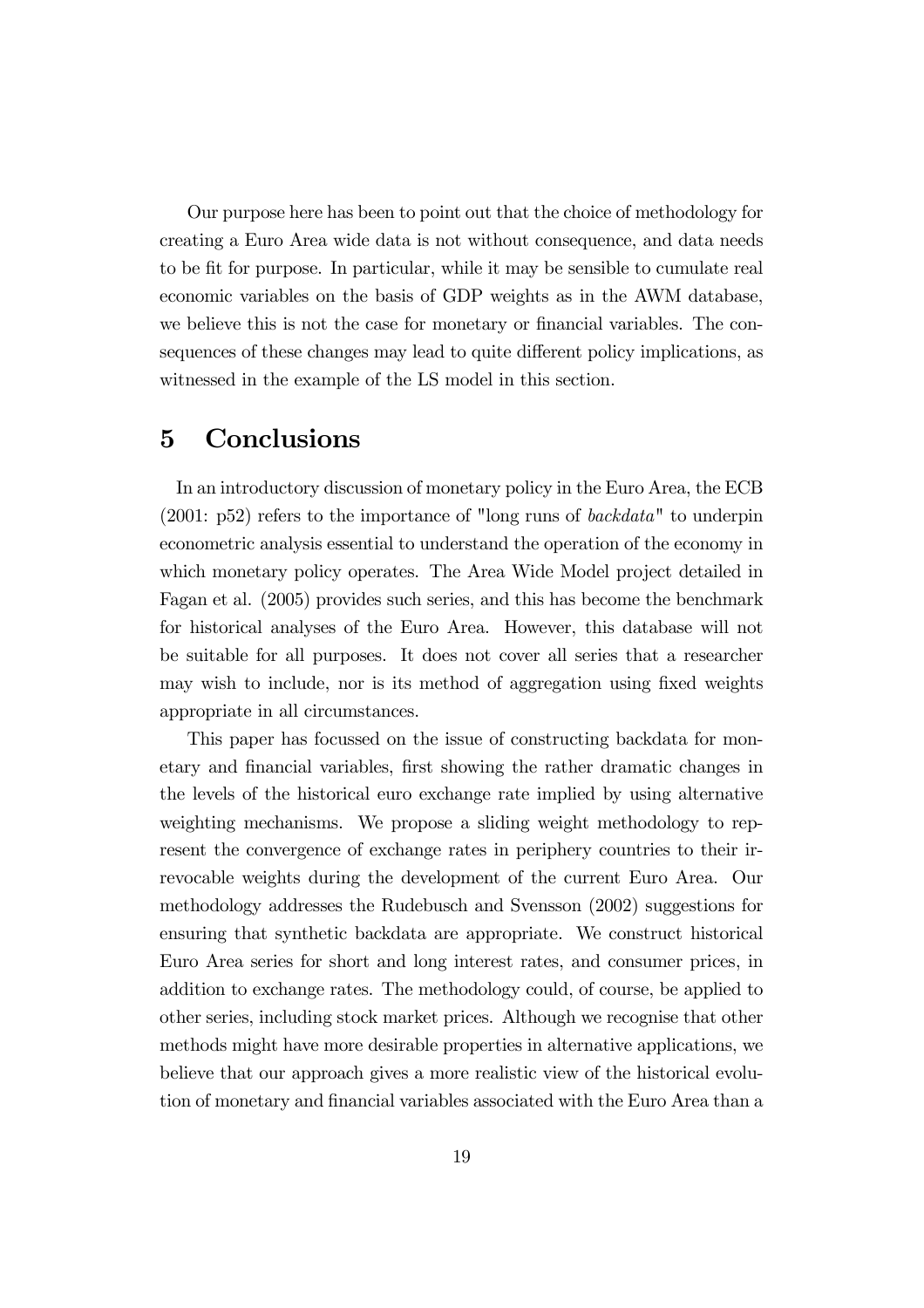Our purpose here has been to point out that the choice of methodology for creating a Euro Area wide data is not without consequence, and data needs to be fit for purpose. In particular, while it may be sensible to cumulate real economic variables on the basis of GDP weights as in the AWM database, we believe this is not the case for monetary or financial variables. The consequences of these changes may lead to quite different policy implications, as witnessed in the example of the LS model in this section.

# 5 Conclusions

In an introductory discussion of monetary policy in the Euro Area, the ECB (2001: p52) refers to the importance of "long runs of *backdata*" to underpin econometric analysis essential to understand the operation of the economy in which monetary policy operates. The Area Wide Model project detailed in Fagan et al. (2005) provides such series, and this has become the benchmark for historical analyses of the Euro Area. However, this database will not be suitable for all purposes. It does not cover all series that a researcher may wish to include, nor is its method of aggregation using fixed weights appropriate in all circumstances.

This paper has focussed on the issue of constructing backdata for monetary and financial variables, first showing the rather dramatic changes in the levels of the historical euro exchange rate implied by using alternative weighting mechanisms. We propose a sliding weight methodology to represent the convergence of exchange rates in periphery countries to their irrevocable weights during the development of the current Euro Area. Our methodology addresses the Rudebusch and Svensson (2002) suggestions for ensuring that synthetic backdata are appropriate. We construct historical Euro Area series for short and long interest rates, and consumer prices, in addition to exchange rates. The methodology could, of course, be applied to other series, including stock market prices. Although we recognise that other methods might have more desirable properties in alternative applications, we believe that our approach gives a more realistic view of the historical evolution of monetary and financial variables associated with the Euro Area than a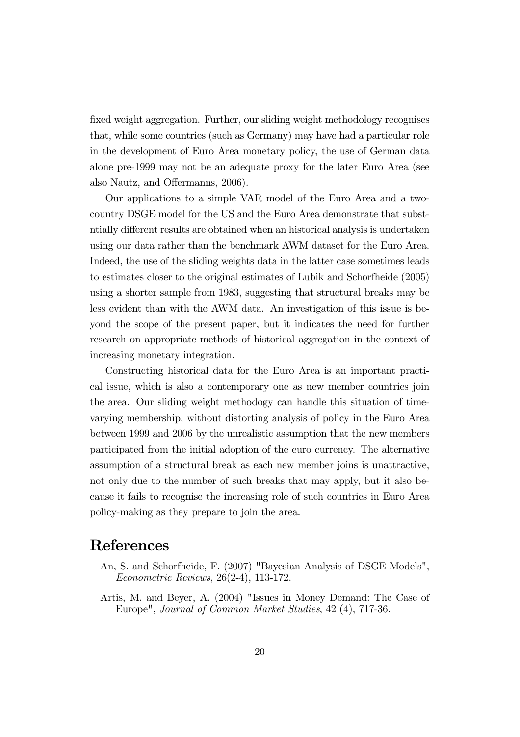fixed weight aggregation. Further, our sliding weight methodology recognises that, while some countries (such as Germany) may have had a particular role in the development of Euro Area monetary policy, the use of German data alone pre-1999 may not be an adequate proxy for the later Euro Area (see also Nautz, and Offermanns, 2006).

Our applications to a simple VAR model of the Euro Area and a two-country DSGE model for the US and the Euro Area demonstrate that substntially different results are obtained when an historical analysis is undertaken using our data rather than the benchmark AWM dataset for the Euro Area. Indeed, the use of the sliding weights data in the latter case sometimes leads to estimates closer to the original estimates of Lubik and Schorfheide (2005) using a shorter sample from 1983, suggesting that structural breaks may be less evident than with the AWM data. An investigation of this issue is beyond the scope of the present paper, but it indicates the need for further research on appropriate methods of historical aggregation in the context of increasing monetary integration.

Constructing historical data for the Euro Area is an important practical issue, which is also a contemporary one as new member countries join the area. Our sliding weight methodogy can handle this situation of time-varying membership, without distorting analysis of policy in the Euro Area between 1999 and 2006 by the unrealistic assumption that the new members participated from the initial adoption of the euro currency. The alternative assumption of a structural break as each new member joins is unattractive, not only due to the number of such breaks that may apply, but it also because it fails to recognise the increasing role of such countries in Euro Area policy-making as they prepare to join the area.

# References

An, S. and Schorfheide, F. (2007) "Bayesian Analysis of DSGE Models", *Econometric Reviews*, 26(2-4), 113-172.

Artis, M. and Beyer, A. (2004) "Issues in Money Demand: The Case of Europe", *Journal of Common Market Studies*, 42 (4), 717-36.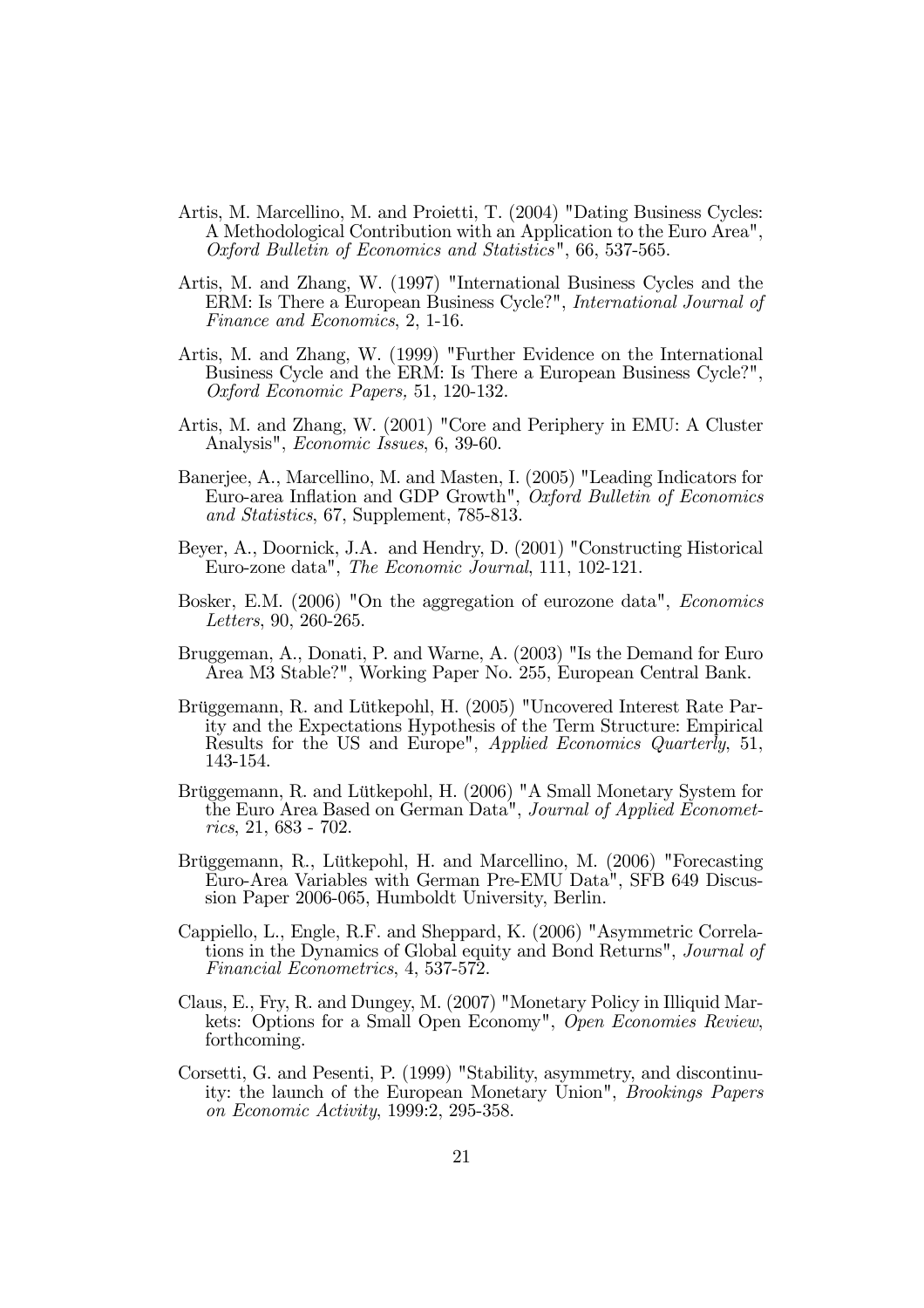Artis, M. Marcellino, M. and Proietti, T. (2004) "Dating Business Cycles: A Methodological Contribution with an Application to the Euro Area", *Oxford Bulletin of Economics and Statistics"*, 66, 537-565.

Artis, M. and Zhang, W. (1997) "International Business Cycles and the ERM: Is There a European Business Cycle?", *International Journal of Finance and Economics*, 2, 1-16.

Artis, M. and Zhang, W. (1999) "Further Evidence on the International Business Cycle and the ERM: Is There a European Business Cycle?", *Oxford Economic Papers,* 51, 120-132.

Artis, M. and Zhang, W. (2001) "Core and Periphery in EMU: A Cluster Analysis", *Economic Issues*, 6, 39-60.

Banerjee, A., Marcellino, M. and Masten, I. (2005) "Leading Indicators for Euro-area Inflation and GDP Growth", *Oxford Bulletin of Economics and Statistics*, 67, Supplement, 785-813.

Beyer, A., Doornick, J.A. and Hendry, D. (2001) "Constructing Historical Euro-zone data", *The Economic Journal*, 111, 102-121.

Bosker, E.M. (2006) "On the aggregation of eurozone data", *Economics Letters*, 90, 260-265.

Bruggeman, A., Donati, P. and Warne, A. (2003) "Is the Demand for Euro Area M3 Stable?", Working Paper No. 255, European Central Bank.

Brüggemann, R. and Lütkepohl, H. (2005) "Uncovered Interest Rate Parity and the Expectations Hypothesis of the Term Structure: Empirical Results for the US and Europe", *Applied Economics Quarterly*, 51, 143-154.

Brüggemann, R. and Lütkepohl, H. (2006) "A Small Monetary System for the Euro Area Based on German Data", *Journal of Applied Econometrics*, 21, 683 - 702.

Brüggemann, R., Lütkepohl, H. and Marcellino, M. (2006) "Forecasting Euro-Area Variables with German Pre-EMU Data", SFB 649 Discussion Paper 2006-065, Humboldt University, Berlin.

Cappiello, L., Engle, R.F. and Sheppard, K. (2006) "Asymmetric Correlations in the Dynamics of Global equity and Bond Returns", *Journal of Financial Econometrics*, 4, 537-572.

Claus, E., Fry, R. and Dungey, M. (2007) "Monetary Policy in Illiquid Markets: Options for a Small Open Economy", *Open Economies Review*, forthcoming.

Corsetti, G. and Pesenti, P. (1999) "Stability, asymmetry, and discontinuity: the launch of the European Monetary Union", *Brookings Papers on Economic Activity*, 1999:2, 295-358.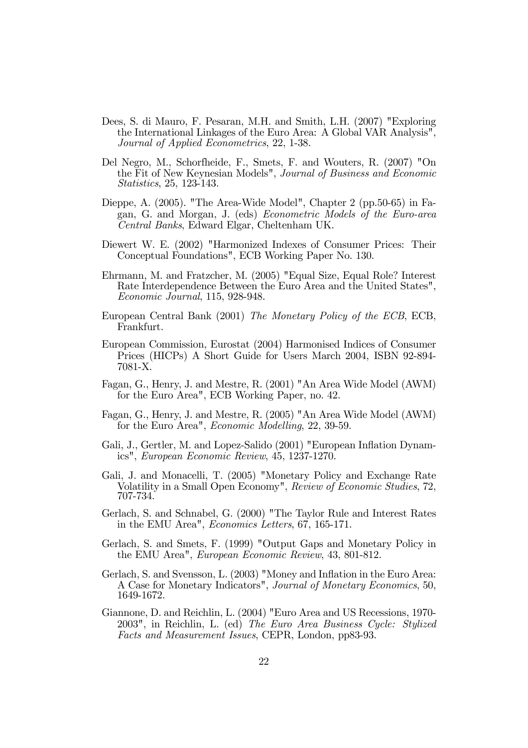Dees, S. di Mauro, F. Pesaran, M.H. and Smith, L.H. (2007) "Exploring the International Linkages of the Euro Area: A Global VAR Analysis", *Journal of Applied Econometrics*, 22, 1-38.

Del Negro, M., Schorfheide, F., Smets, F. and Wouters, R. (2007) "On the Fit of New Keynesian Models", *Journal of Business and Economic Statistics*, 25, 123-143.

Dieppe, A. (2005). "The Area-Wide Model", Chapter 2 (pp.50-65) in Fagan, G. and Morgan, J. (eds) *Econometric Models of the Euro-area Central Banks*, Edward Elgar, Cheltenham UK.

Diewert W. E. (2002) "Harmonized Indexes of Consumer Prices: Their Conceptual Foundations", ECB Working Paper No. 130.

Ehrmann, M. and Fratzcher, M. (2005) "Equal Size, Equal Role? Interest Rate Interdependence Between the Euro Area and the United States", *Economic Journal*, 115, 928-948.

European Central Bank (2001) *The Monetary Policy of the ECB*, ECB, Frankfurt.

European Commission, Eurostat (2004) Harmonised Indices of Consumer Prices (HICPs) A Short Guide for Users March 2004, ISBN 92-894-7081-X.

Fagan, G., Henry, J. and Mestre, R. (2001) "An Area Wide Model (AWM) for the Euro Area", ECB Working Paper, no. 42.

Fagan, G., Henry, J. and Mestre, R. (2005) "An Area Wide Model (AWM) for the Euro Area", *Economic Modelling*, 22, 39-59.

Gali, J., Gertler, M. and Lopez-Salido (2001) "European Inflation Dynamics", *European Economic Review*, 45, 1237-1270.

Gali, J. and Monacelli, T. (2005) "Monetary Policy and Exchange Rate Volatility in a Small Open Economy", *Review of Economic Studies*, 72, 707-734.

Gerlach, S. and Schnabel, G. (2000) "The Taylor Rule and Interest Rates in the EMU Area", *Economics Letters*, 67, 165-171.

Gerlach, S. and Smets, F. (1999) "Output Gaps and Monetary Policy in the EMU Area", *European Economic Review*, 43, 801-812.

Gerlach, S. and Svensson, L. (2003) "Money and Inflation in the Euro Area: A Case for Monetary Indicators", *Journal of Monetary Economics*, 50, 1649-1672.

Giannone, D. and Reichlin, L. (2004) "Euro Area and US Recessions, 1970-2003", in Reichlin, L. (ed) *The Euro Area Business Cycle: Stylized Facts and Measurement Issues*, CEPR, London, pp83-93.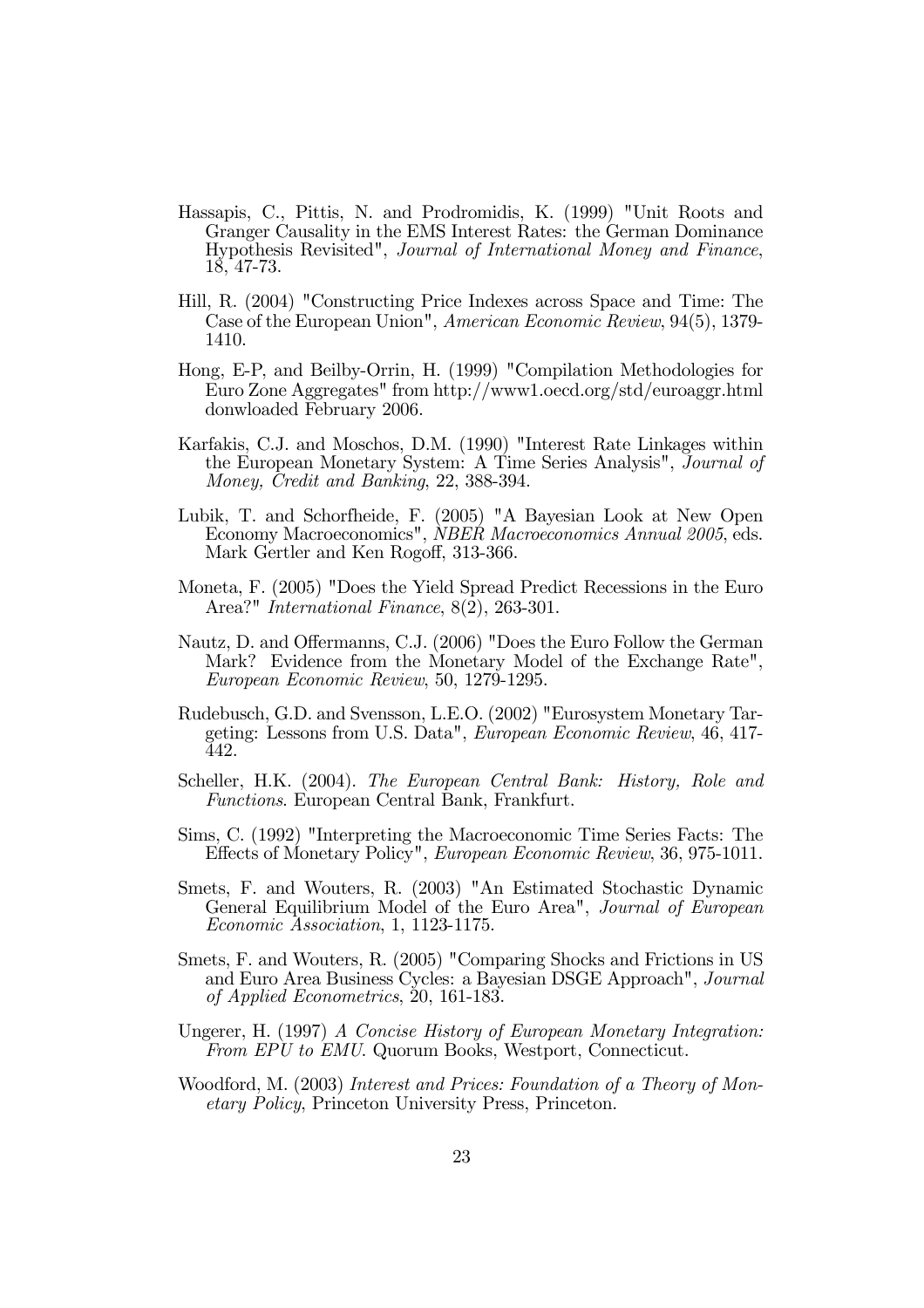Hassapis, C., Pittis, N. and Prodromidis, K. (1999) "Unit Roots and Granger Causality in the EMS Interest Rates: the German Dominance Hypothesis Revisited", *Journal of International Money and Finance*, 18, 47-73.

Hill, R. (2004) "Constructing Price Indexes across Space and Time: The Case of the European Union", *American Economic Review*, 94(5), 1379-1410.

Hong, E-P, and Beilby-Orrin, H. (1999) "Compilation Methodologies for Euro Zone Aggregates" from http://www1.oecd.org/std/euroaggr.html donwloaded February 2006.

Karfakis, C.J. and Moschos, D.M. (1990) "Interest Rate Linkages within the European Monetary System: A Time Series Analysis", *Journal of Money, Credit and Banking*, 22, 388-394.

Lubik, T. and Schorfheide, F. (2005) "A Bayesian Look at New Open Economy Macroeconomics", *NBER Macroeconomics Annual 2005*, eds. Mark Gertler and Ken Rogoff, 313-366.

Moneta, F. (2005) "Does the Yield Spread Predict Recessions in the Euro Area?" *International Finance*, 8(2), 263-301.

Nautz, D. and Offermanns, C.J. (2006) "Does the Euro Follow the German Mark? Evidence from the Monetary Model of the Exchange Rate", *European Economic Review*, 50, 1279-1295.

Rudebusch, G.D. and Svensson, L.E.O. (2002) "Eurosystem Monetary Targeting: Lessons from U.S. Data", *European Economic Review*, 46, 417-442.

Scheller, H.K. (2004). *The European Central Bank: History, Role and Functions*. European Central Bank, Frankfurt.

Sims, C. (1992) "Interpreting the Macroeconomic Time Series Facts: The Effects of Monetary Policy", *European Economic Review*, 36, 975-1011.

Smets, F. and Wouters, R. (2003) "An Estimated Stochastic Dynamic General Equilibrium Model of the Euro Area", *Journal of European Economic Association*, 1, 1123-1175.

Smets, F. and Wouters, R. (2005) "Comparing Shocks and Frictions in US and Euro Area Business Cycles: a Bayesian DSGE Approach", *Journal of Applied Econometrics*, 20, 161-183.

Ungerer, H. (1997) *A Concise History of European Monetary Integration: From EPU to EMU*. Quorum Books, Westport, Connecticut.

Woodford, M. (2003) *Interest and Prices: Foundation of a Theory of Monetary Policy*, Princeton University Press, Princeton.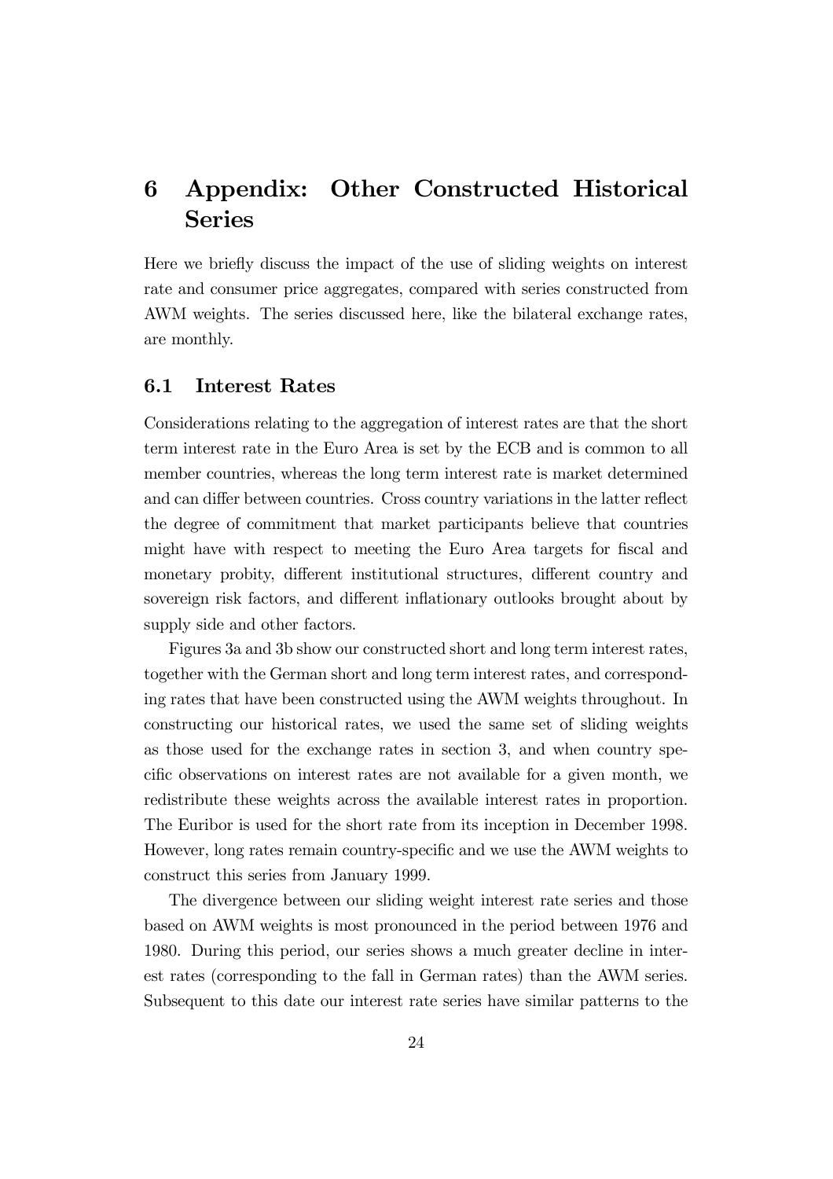# 6 Appendix: Other Constructed Historical Series

Here we briefly discuss the impact of the use of sliding weights on interest rate and consumer price aggregates, compared with series constructed from AWM weights. The series discussed here, like the bilateral exchange rates, are monthly.

## 6.1 Interest Rates

Considerations relating to the aggregation of interest rates are that the short term interest rate in the Euro Area is set by the ECB and is common to all member countries, whereas the long term interest rate is market determined and can differ between countries. Cross country variations in the latter reflect the degree of commitment that market participants believe that countries might have with respect to meeting the Euro Area targets for fiscal and monetary probity, different institutional structures, different country and sovereign risk factors, and different inflationary outlooks brought about by supply side and other factors.

Figures 3a and 3b show our constructed short and long term interest rates, together with the German short and long term interest rates, and corresponding rates that have been constructed using the AWM weights throughout. In constructing our historical rates, we used the same set of sliding weights as those used for the exchange rates in section 3, and when country specific observations on interest rates are not available for a given month, we redistribute these weights across the available interest rates in proportion. The Euribor is used for the short rate from its inception in December 1998. However, long rates remain country-specific and we use the AWM weights to construct this series from January 1999.

The divergence between our sliding weight interest rate series and those based on AWM weights is most pronounced in the period between 1976 and 1980. During this period, our series shows a much greater decline in interest rates (corresponding to the fall in German rates) than the AWM series. Subsequent to this date our interest rate series have similar patterns to the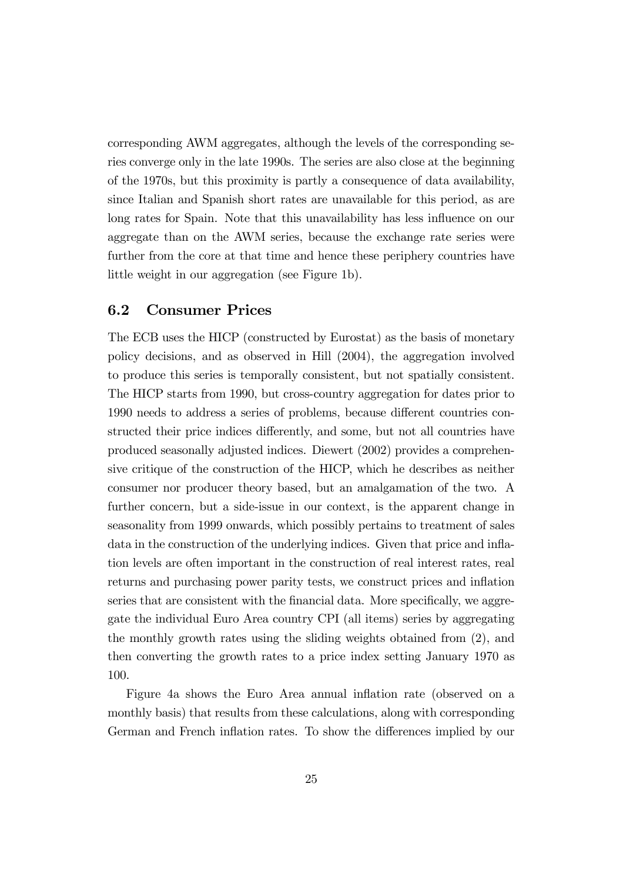corresponding AWM aggregates, although the levels of the corresponding series converge only in the late 1990s. The series are also close at the beginning of the 1970s, but this proximity is partly a consequence of data availability, since Italian and Spanish short rates are unavailable for this period, as are long rates for Spain. Note that this unavailability has less influence on our aggregate than on the AWM series, because the exchange rate series were further from the core at that time and hence these periphery countries have little weight in our aggregation (see Figure 1b).

## 6.2 Consumer Prices

The ECB uses the HICP (constructed by Eurostat) as the basis of monetary policy decisions, and as observed in Hill (2004), the aggregation involved to produce this series is temporally consistent, but not spatially consistent. The HICP starts from 1990, but cross-country aggregation for dates prior to 1990 needs to address a series of problems, because different countries constructed their price indices differently, and some, but not all countries have produced seasonally adjusted indices. Diewert (2002) provides a comprehensive critique of the construction of the HICP, which he describes as neither consumer nor producer theory based, but an amalgamation of the two. A further concern, but a side-issue in our context, is the apparent change in seasonality from 1999 onwards, which possibly pertains to treatment of sales data in the construction of the underlying indices. Given that price and inflation levels are often important in the construction of real interest rates, real returns and purchasing power parity tests, we construct prices and inflation series that are consistent with the financial data. More specifically, we aggregate the individual Euro Area country CPI (all items) series by aggregating the monthly growth rates using the sliding weights obtained from (2), and then converting the growth rates to a price index setting January 1970 as 100.

Figure 4a shows the Euro Area annual inflation rate (observed on a monthly basis) that results from these calculations, along with corresponding German and French inflation rates. To show the differences implied by our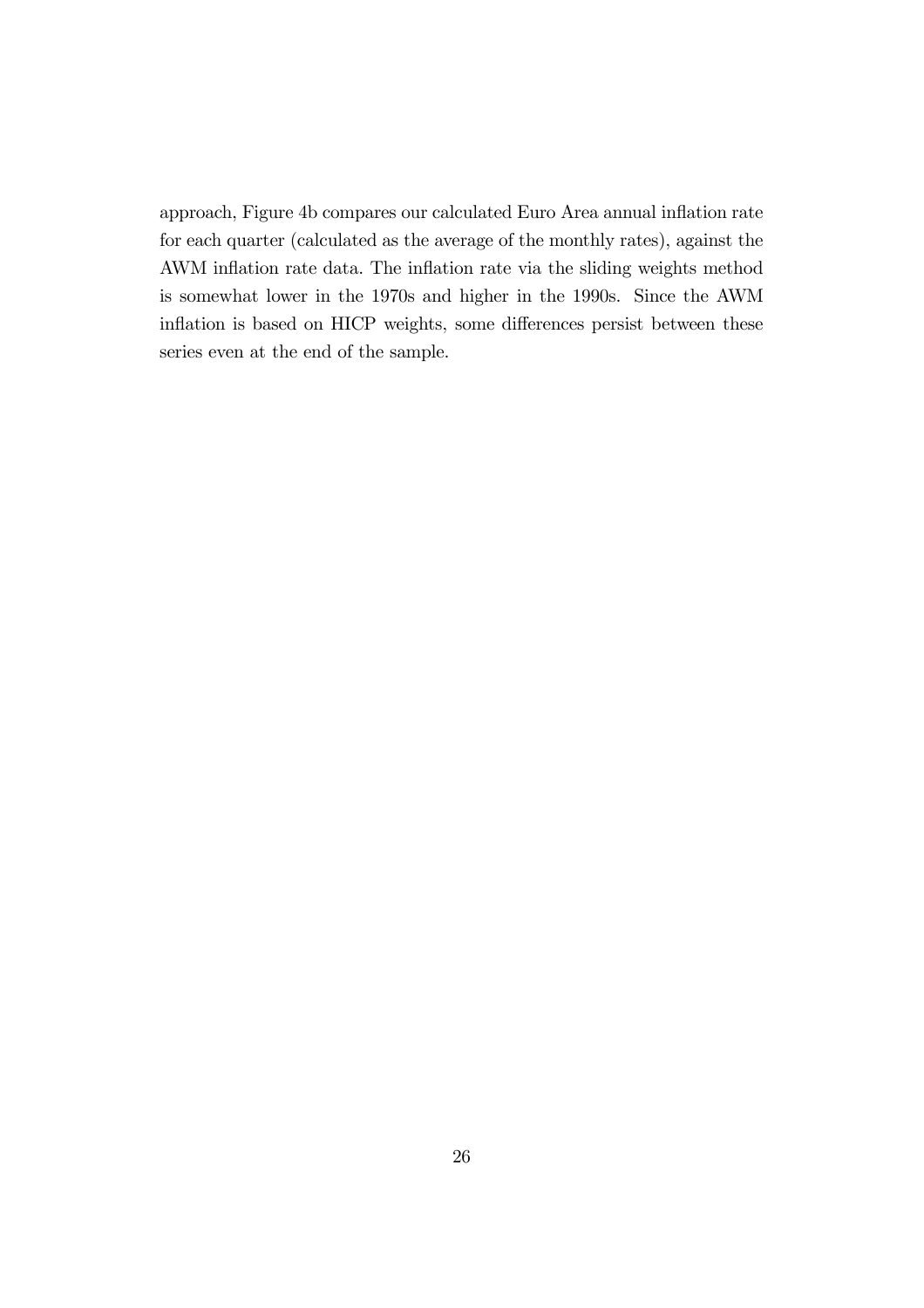approach, Figure 4b compares our calculated Euro Area annual inflation rate for each quarter (calculated as the average of the monthly rates), against the AWM inflation rate data. The inflation rate via the sliding weights method is somewhat lower in the 1970s and higher in the 1990s. Since the AWM inflation is based on HICP weights, some differences persist between these series even at the end of the sample.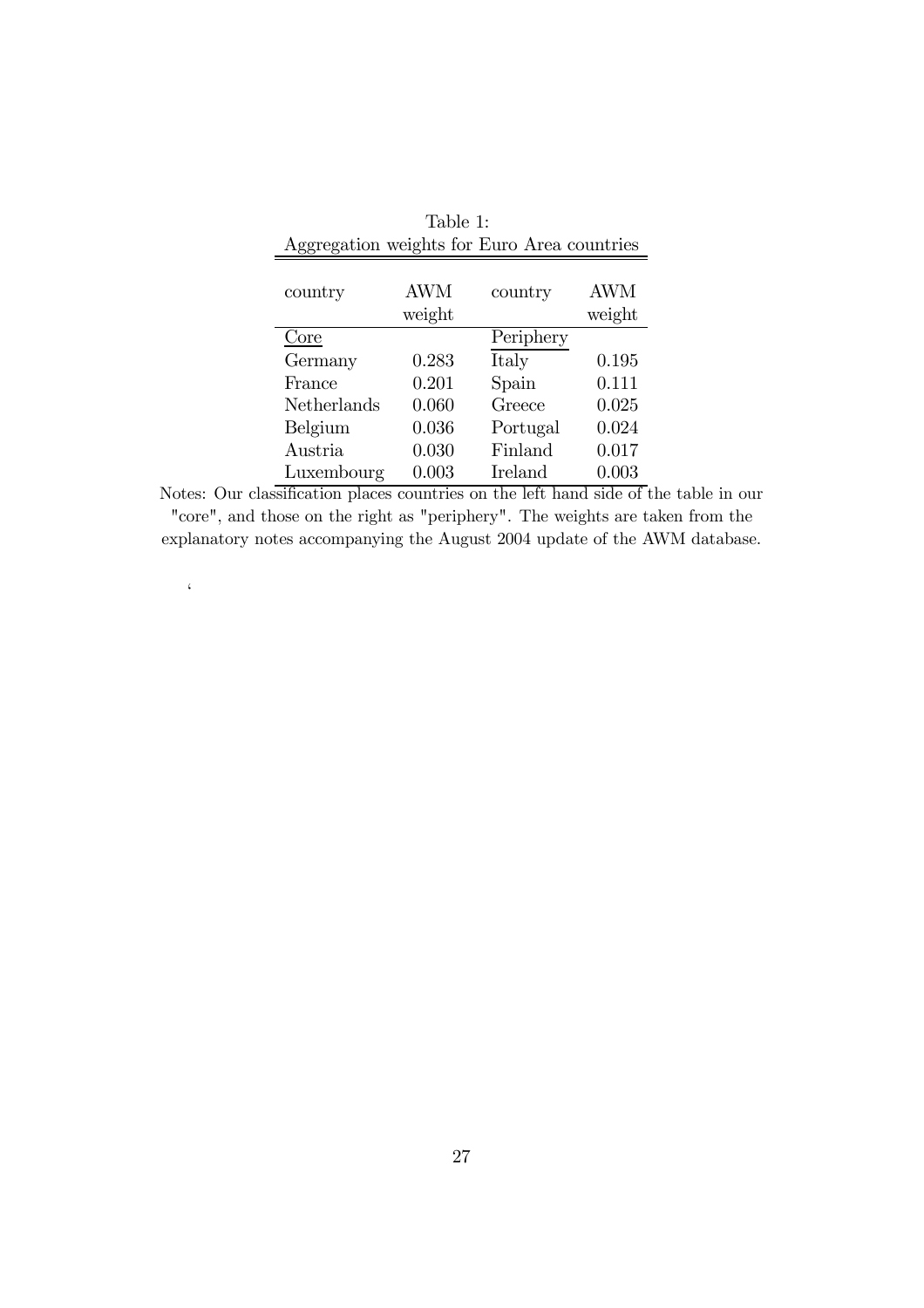Table 1:
Aggregation weights for Euro Area countries

| country | AWM weight | country | AWM weight |
|---|---|---|---|
| Core | | Periphery | |
| Germany | 0.283 | Italy | 0.195 |
| France | 0.201 | Spain | 0.111 |
| Netherlands | 0.060 | Greece | 0.025 |
| Belgium | 0.036 | Portugal | 0.024 |
| Austria | 0.030 | Finland | 0.017 |
| Luxembourg | 0.003 | Ireland | 0.003 |

Notes: Our classification places countries on the left hand side of the table in our "core", and those on the right as "periphery". The weights are taken from the explanatory notes accompanying the August 2004 update of the AWM database.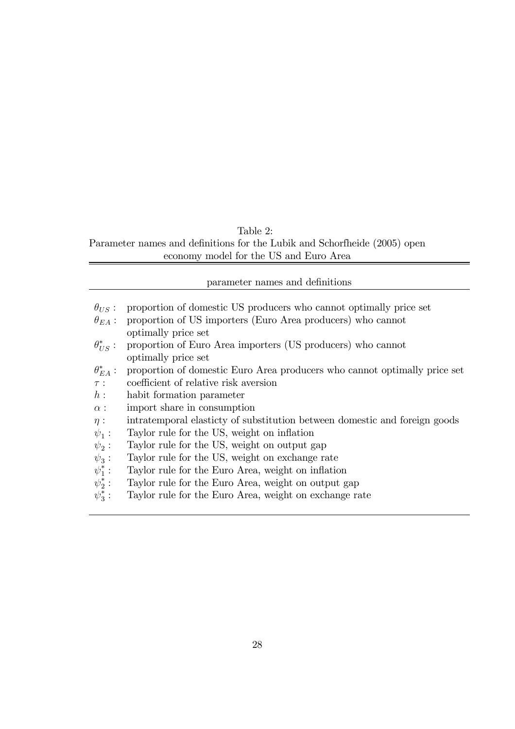Table 2:
Parameter names and definitions for the Lubik and Schorfheide (2005) open economy model for the US and Euro Area

| parameter names and definitions | |
|---|---|
| $\theta_{US}$ : | proportion of domestic US producers who cannot optimally price set |
| $\theta_{EA}$ : | proportion of US importers (Euro Area producers) who cannot optimally price set |
| $\theta_{US}^{*}$ : | proportion of Euro Area importers (US producers) who cannot optimally price set |
| $\theta_{EA}^{*}$ : | proportion of domestic Euro Area producers who cannot optimally price set |
| $\tau$ : | coefficient of relative risk aversion |
| $h$ : | habit formation parameter |
| $\alpha$ : | import share in consumption |
| $\eta$ : | intratemporal elasticty of substitution between domestic and foreign goods |
| $\psi_1$ : | Taylor rule for the US, weight on inflation |
| $\psi_2$ : | Taylor rule for the US, weight on output gap |
| $\psi_3$ : | Taylor rule for the US, weight on exchange rate |
| $\psi_1^{*}$ : | Taylor rule for the Euro Area, weight on inflation |
| $\psi_2^{*}$ : | Taylor rule for the Euro Area, weight on output gap |
| $\psi_3^{*}$ : | Taylor rule for the Euro Area, weight on exchange rate |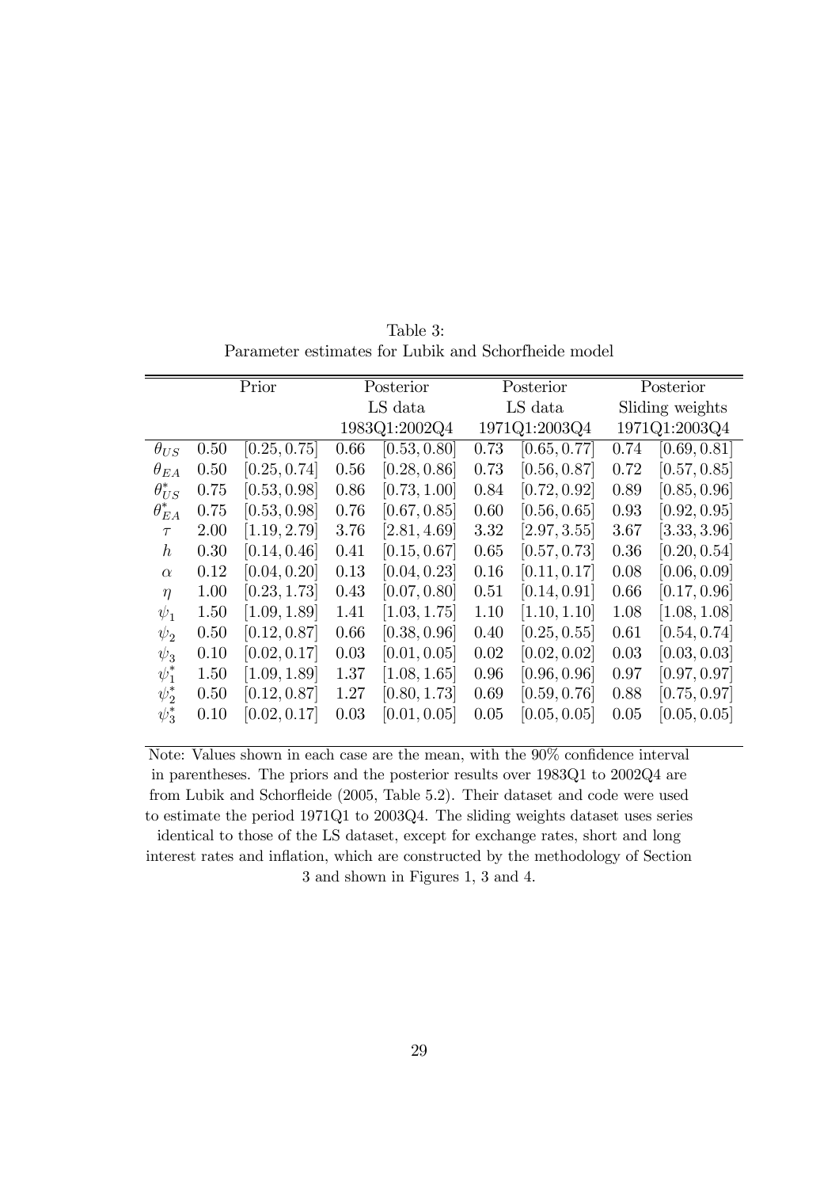Table 3:
Parameter estimates for Lubik and Schorfheide model

| | Prior | | Posterior | | Posterior | | Posterior | |
|---|---|---|---|---|---|---|---|---|
| | | | LS data | | LS data | | Sliding weights | |
| | | | 1983Q1:2002Q4 | | 1971Q1:2003Q4 | | 1971Q1:2003Q4 | |
| $\theta_{US}$ | 0.50 | $[0.25, 0.75]$ | 0.66 | $[0.53, 0.80]$ | 0.73 | $[0.65, 0.77]$ | 0.74 | $[0.69, 0.81]$ |
| $\theta_{EA}$ | 0.50 | $[0.25, 0.74]$ | 0.56 | $[0.28, 0.86]$ | 0.73 | $[0.56, 0.87]$ | 0.72 | $[0.57, 0.85]$ |
| $\theta^*_{US}$ | 0.75 | $[0.53, 0.98]$ | 0.86 | $[0.73, 1.00]$ | 0.84 | $[0.72, 0.92]$ | 0.89 | $[0.85, 0.96]$ |
| $\theta^*_{EA}$ | 0.75 | $[0.53, 0.98]$ | 0.76 | $[0.67, 0.85]$ | 0.60 | $[0.56, 0.65]$ | 0.93 | $[0.92, 0.95]$ |
| $\tau$ | 2.00 | $[1.19, 2.79]$ | 3.76 | $[2.81, 4.69]$ | 3.32 | $[2.97, 3.55]$ | 3.67 | $[3.33, 3.96]$ |
| $h$ | 0.30 | $[0.14, 0.46]$ | 0.41 | $[0.15, 0.67]$ | 0.65 | $[0.57, 0.73]$ | 0.36 | $[0.20, 0.54]$ |
| $\alpha$ | 0.12 | $[0.04, 0.20]$ | 0.13 | $[0.04, 0.23]$ | 0.16 | $[0.11, 0.17]$ | 0.08 | $[0.06, 0.09]$ |
| $\eta$ | 1.00 | $[0.23, 1.73]$ | 0.43 | $[0.07, 0.80]$ | 0.51 | $[0.14, 0.91]$ | 0.66 | $[0.17, 0.96]$ |
| $\psi_1$ | 1.50 | $[1.09, 1.89]$ | 1.41 | $[1.03, 1.75]$ | 1.10 | $[1.10, 1.10]$ | 1.08 | $[1.08, 1.08]$ |
| $\psi_2$ | 0.50 | $[0.12, 0.87]$ | 0.66 | $[0.38, 0.96]$ | 0.40 | $[0.25, 0.55]$ | 0.61 | $[0.54, 0.74]$ |
| $\psi_3$ | 0.10 | $[0.02, 0.17]$ | 0.03 | $[0.01, 0.05]$ | 0.02 | $[0.02, 0.02]$ | 0.03 | $[0.03, 0.03]$ |
| $\psi^*_1$ | 1.50 | $[1.09, 1.89]$ | 1.37 | $[1.08, 1.65]$ | 0.96 | $[0.96, 0.96]$ | 0.97 | $[0.97, 0.97]$ |
| $\psi^*_2$ | 0.50 | $[0.12, 0.87]$ | 1.27 | $[0.80, 1.73]$ | 0.69 | $[0.59, 0.76]$ | 0.88 | $[0.75, 0.97]$ |
| $\psi^*_3$ | 0.10 | $[0.02, 0.17]$ | 0.03 | $[0.01, 0.05]$ | 0.05 | $[0.05, 0.05]$ | 0.05 | $[0.05, 0.05]$ |

Note: Values shown in each case are the mean, with the 90% confidence interval in parentheses. The priors and the posterior results over 1983Q1 to 2002Q4 are from Lubik and Schorfleide (2005, Table 5.2). Their dataset and code were used to estimate the period 1971Q1 to 2003Q4. The sliding weights dataset uses series identical to those of the LS dataset, except for exchange rates, short and long interest rates and inflation, which are constructed by the methodology of Section 3 and shown in Figures 1, 3 and 4.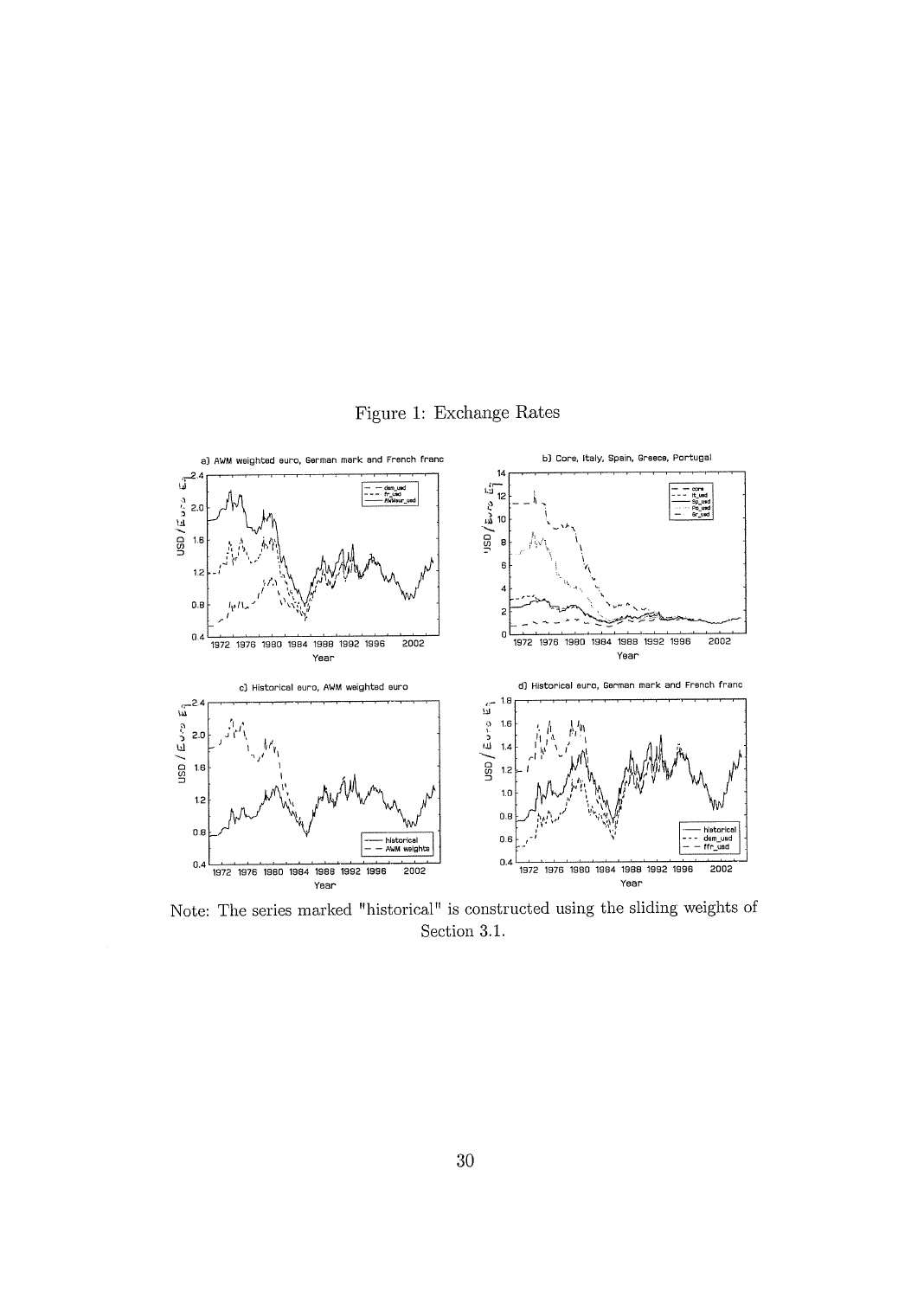Figure 1: Exchange Rates

Note: The series marked "historical" is constructed using the sliding weights of Section 3.1.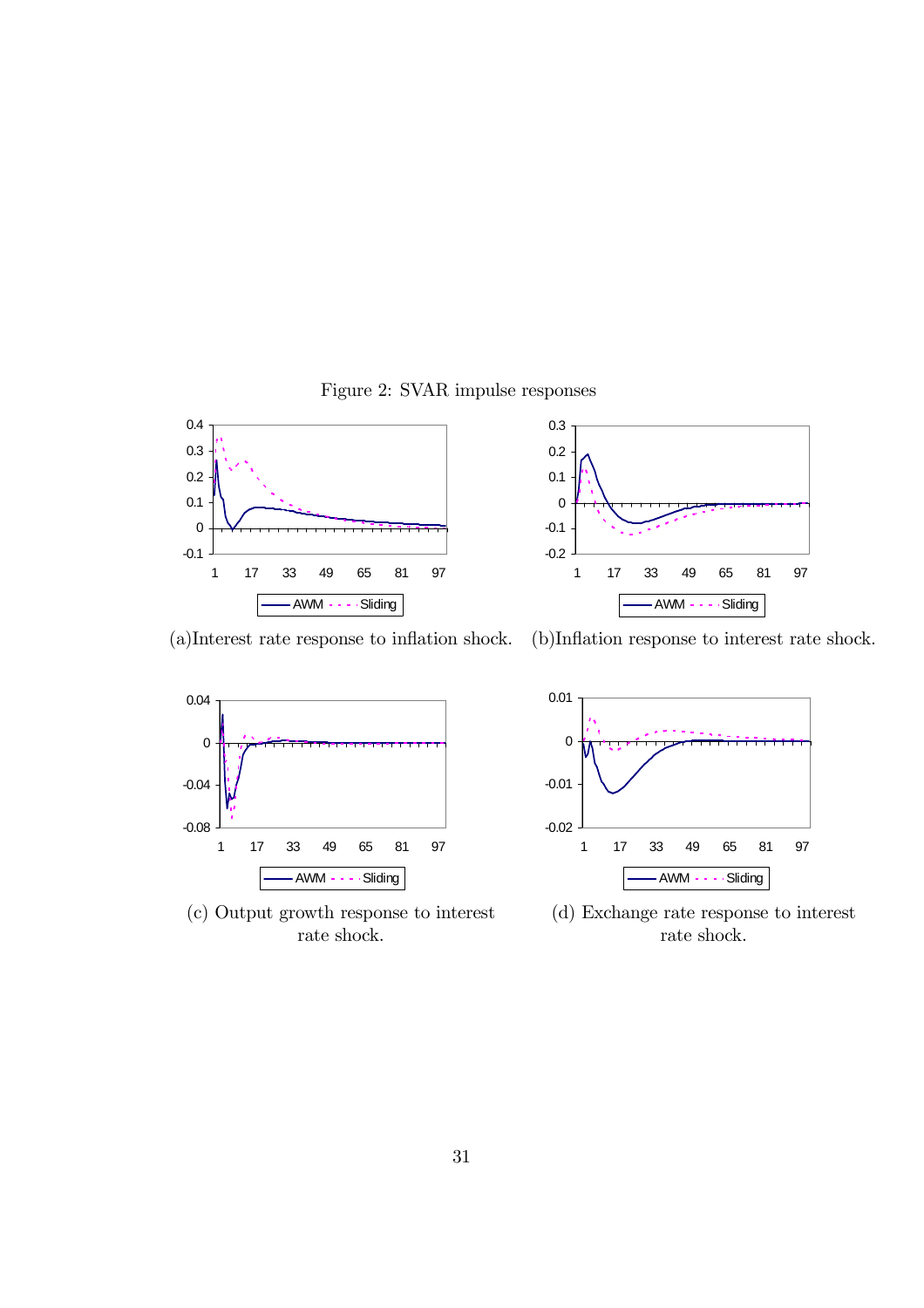Figure 2: SVAR impulse responses

(a)Interest rate response to inflation shock.

(b)Inflation response to interest rate shock.

(c) Output growth response to interest rate shock.

(d) Exchange rate response to interest rate shock.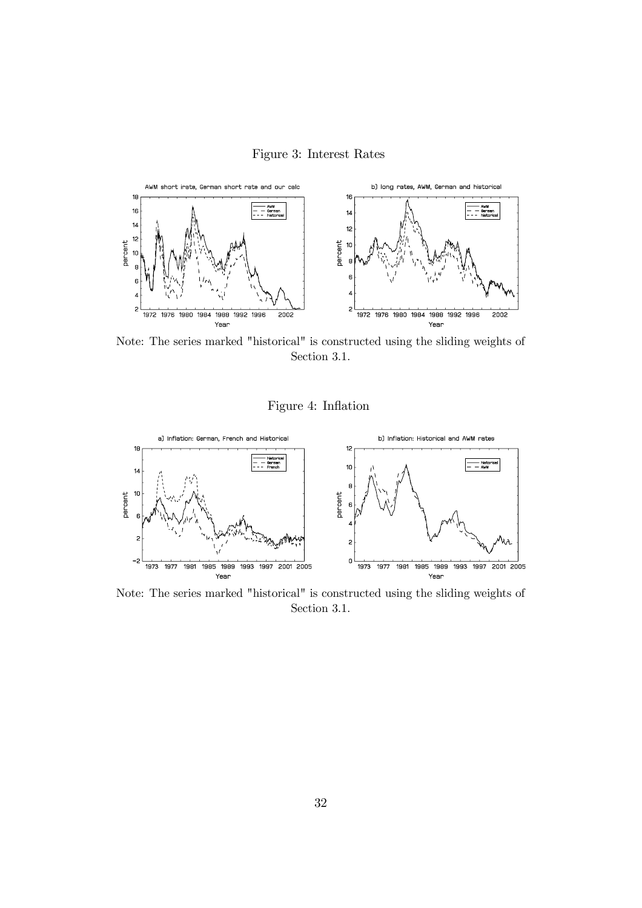Figure 3: Interest Rates

AWM short irate, German short rate and our calc

18
16
14
12
10
8
6
4
2

percent

1972 1976 1980 1984 1988 1992 1996 2002

Year

AWM
German
historical

b) long rates, AWM, German and historical

16
14
12
10
8
6
4
2

percent

1972 1976 1980 1984 1988 1992 1996 2002

Year

AWM
German
historical

Note: The series marked "historical" is constructed using the sliding weights of Section 3.1.

Figure 4: Inflation

a) Inflation: German, French and Historical

18
14
10
6
2
−2

percent

1973 1977 1981 1985 1989 1993 1997 2001 2005

Year

historical
German
French

b) Inflation: Historical and AWM rates

12
10
8
6
4
2
0

percent

1973 1977 1981 1985 1989 1993 1997 2001 2005

Year

historical
AWM

Note: The series marked "historical" is constructed using the sliding weights of Section 3.1.